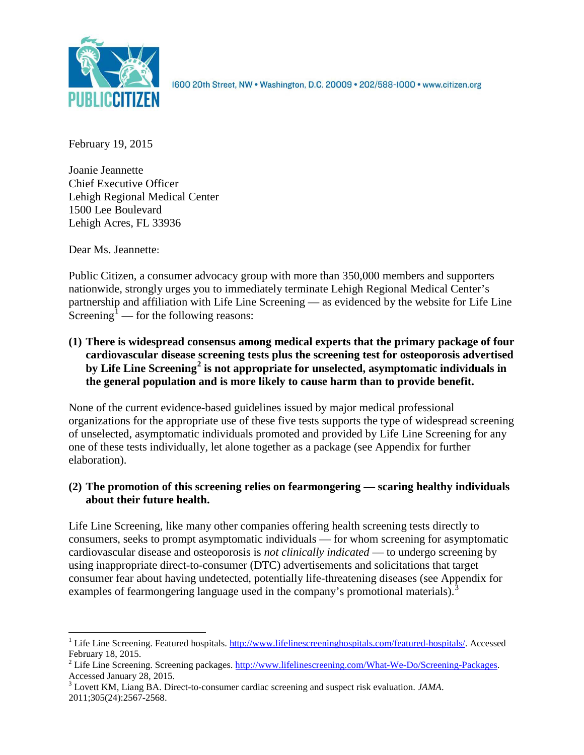PUBLIC CITIZEN

1600 20th Street, NW • Washington, D.C. 20009 • 202/588-1000 • www.citizen.org

February 19, 2015

Joanie Jeannette
Chief Executive Officer
Lehigh Regional Medical Center
1500 Lee Boulevard
Lehigh Acres, FL 33936

Dear Ms. Jeannette:

Public Citizen, a consumer advocacy group with more than 350,000 members and supporters nationwide, strongly urges you to immediately terminate Lehigh Regional Medical Center's partnership and affiliation with Life Line Screening — as evidenced by the website for Life Line Screening[1] — for the following reasons:

**(1) There is widespread consensus among medical experts that the primary package of four cardiovascular disease screening tests plus the screening test for osteoporosis advertised by Life Line Screening[2] is not appropriate for unselected, asymptomatic individuals in the general population and is more likely to cause harm than to provide benefit.**

None of the current evidence-based guidelines issued by major medical professional organizations for the appropriate use of these five tests supports the type of widespread screening of unselected, asymptomatic individuals promoted and provided by Life Line Screening for any one of these tests individually, let alone together as a package (see Appendix for further elaboration).

**(2) The promotion of this screening relies on fearmongering — scaring healthy individuals about their future health.**

Life Line Screening, like many other companies offering health screening tests directly to consumers, seeks to prompt asymptomatic individuals — for whom screening for asymptomatic cardiovascular disease and osteoporosis is *not clinically indicated* — to undergo screening by using inappropriate direct-to-consumer (DTC) advertisements and solicitations that target consumer fear about having undetected, potentially life-threatening diseases (see Appendix for examples of fearmongering language used in the company's promotional materials).[3]

---

[1] Life Line Screening. Featured hospitals. http://www.lifelinescreeninghospitals.com/featured-hospitals/. Accessed February 18, 2015.

[2] Life Line Screening. Screening packages. http://www.lifelinescreening.com/What-We-Do/Screening-Packages. Accessed January 28, 2015.

[3] Lovett KM, Liang BA. Direct-to-consumer cardiac screening and suspect risk evaluation. *JAMA*. 2011;305(24):2567-2568.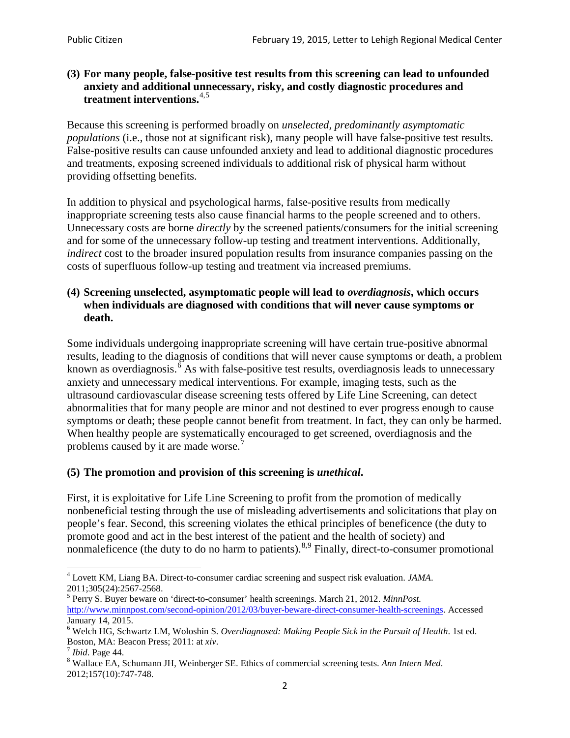**(3) For many people, false-positive test results from this screening can lead to unfounded anxiety and additional unnecessary, risky, and costly diagnostic procedures and treatment interventions.**[4,5]

Because this screening is performed broadly on *unselected, predominantly asymptomatic populations* (i.e., those not at significant risk), many people will have false-positive test results. False-positive results can cause unfounded anxiety and lead to additional diagnostic procedures and treatments, exposing screened individuals to additional risk of physical harm without providing offsetting benefits.

In addition to physical and psychological harms, false-positive results from medically inappropriate screening tests also cause financial harms to the people screened and to others. Unnecessary costs are borne *directly* by the screened patients/consumers for the initial screening and for some of the unnecessary follow-up testing and treatment interventions. Additionally, *indirect* cost to the broader insured population results from insurance companies passing on the costs of superfluous follow-up testing and treatment via increased premiums.

**(4) Screening unselected, asymptomatic people will lead to *overdiagnosis*, which occurs when individuals are diagnosed with conditions that will never cause symptoms or death.**

Some individuals undergoing inappropriate screening will have certain true-positive abnormal results, leading to the diagnosis of conditions that will never cause symptoms or death, a problem known as overdiagnosis.[6] As with false-positive test results, overdiagnosis leads to unnecessary anxiety and unnecessary medical interventions. For example, imaging tests, such as the ultrasound cardiovascular disease screening tests offered by Life Line Screening, can detect abnormalities that for many people are minor and not destined to ever progress enough to cause symptoms or death; these people cannot benefit from treatment. In fact, they can only be harmed. When healthy people are systematically encouraged to get screened, overdiagnosis and the problems caused by it are made worse.[7]

**(5) The promotion and provision of this screening is *unethical*.**

First, it is exploitative for Life Line Screening to profit from the promotion of medically nonbeneficial testing through the use of misleading advertisements and solicitations that play on people's fear. Second, this screening violates the ethical principles of beneficence (the duty to promote good and act in the best interest of the patient and the health of society) and nonmaleficence (the duty to do no harm to patients).[8,9] Finally, direct-to-consumer promotional

---

[4] Lovett KM, Liang BA. Direct-to-consumer cardiac screening and suspect risk evaluation. *JAMA*. 2011;305(24):2567-2568.

[5] Perry S. Buyer beware on 'direct-to-consumer' health screenings. March 21, 2012. *MinnPost.* http://www.minnpost.com/second-opinion/2012/03/buyer-beware-direct-consumer-health-screenings. Accessed January 14, 2015.

[6] Welch HG, Schwartz LM, Woloshin S. *Overdiagnosed: Making People Sick in the Pursuit of Health*. 1st ed. Boston, MA: Beacon Press; 2011: at *xiv*.

[7] *Ibid*. Page 44.

[8] Wallace EA, Schumann JH, Weinberger SE. Ethics of commercial screening tests. *Ann Intern Med*. 2012;157(10):747-748.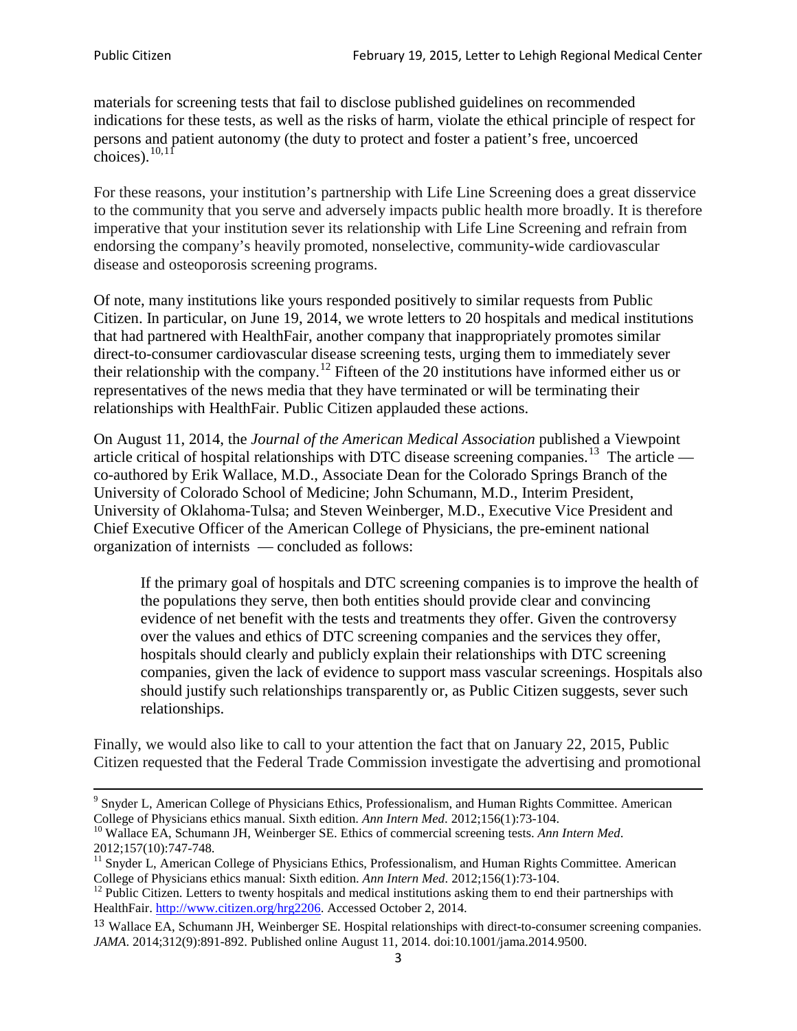materials for screening tests that fail to disclose published guidelines on recommended indications for these tests, as well as the risks of harm, violate the ethical principle of respect for persons and patient autonomy (the duty to protect and foster a patient's free, uncoerced choices).[10,11]

For these reasons, your institution's partnership with Life Line Screening does a great disservice to the community that you serve and adversely impacts public health more broadly. It is therefore imperative that your institution sever its relationship with Life Line Screening and refrain from endorsing the company's heavily promoted, nonselective, community-wide cardiovascular disease and osteoporosis screening programs.

Of note, many institutions like yours responded positively to similar requests from Public Citizen. In particular, on June 19, 2014, we wrote letters to 20 hospitals and medical institutions that had partnered with HealthFair, another company that inappropriately promotes similar direct-to-consumer cardiovascular disease screening tests, urging them to immediately sever their relationship with the company.[12] Fifteen of the 20 institutions have informed either us or representatives of the news media that they have terminated or will be terminating their relationships with HealthFair. Public Citizen applauded these actions.

On August 11, 2014, the *Journal of the American Medical Association* published a Viewpoint article critical of hospital relationships with DTC disease screening companies.[13] The article — co-authored by Erik Wallace, M.D., Associate Dean for the Colorado Springs Branch of the University of Colorado School of Medicine; John Schumann, M.D., Interim President, University of Oklahoma-Tulsa; and Steven Weinberger, M.D., Executive Vice President and Chief Executive Officer of the American College of Physicians, the pre-eminent national organization of internists — concluded as follows:

> If the primary goal of hospitals and DTC screening companies is to improve the health of the populations they serve, then both entities should provide clear and convincing evidence of net benefit with the tests and treatments they offer. Given the controversy over the values and ethics of DTC screening companies and the services they offer, hospitals should clearly and publicly explain their relationships with DTC screening companies, given the lack of evidence to support mass vascular screenings. Hospitals also should justify such relationships transparently or, as Public Citizen suggests, sever such relationships.

Finally, we would also like to call to your attention the fact that on January 22, 2015, Public Citizen requested that the Federal Trade Commission investigate the advertising and promotional

---

[9] Snyder L, American College of Physicians Ethics, Professionalism, and Human Rights Committee. American College of Physicians ethics manual. Sixth edition. *Ann Intern Med*. 2012;156(1):73-104.

[10] Wallace EA, Schumann JH, Weinberger SE. Ethics of commercial screening tests. *Ann Intern Med*. 2012;157(10):747-748.

[11] Snyder L, American College of Physicians Ethics, Professionalism, and Human Rights Committee. American College of Physicians ethics manual: Sixth edition. *Ann Intern Med*. 2012;156(1):73-104.

[12] Public Citizen. Letters to twenty hospitals and medical institutions asking them to end their partnerships with HealthFair. http://www.citizen.org/hrg2206. Accessed October 2, 2014.

[13] Wallace EA, Schumann JH, Weinberger SE. Hospital relationships with direct-to-consumer screening companies. *JAMA*. 2014;312(9):891-892. Published online August 11, 2014. doi:10.1001/jama.2014.9500.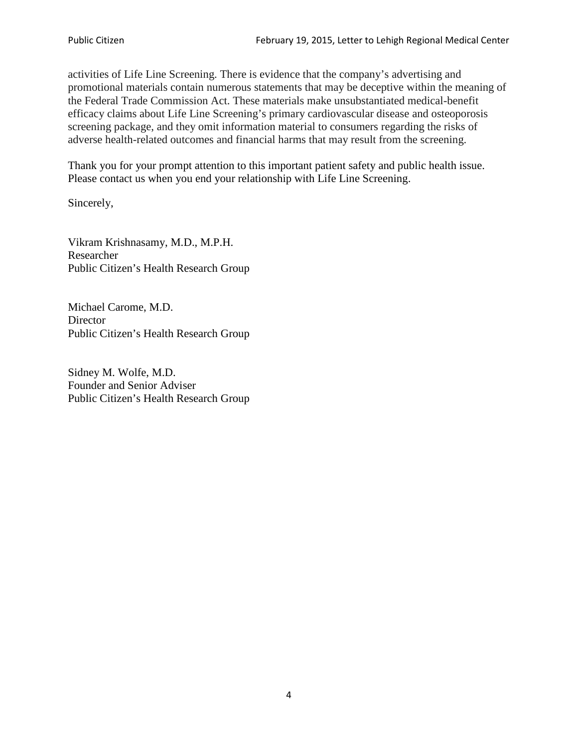activities of Life Line Screening. There is evidence that the company's advertising and promotional materials contain numerous statements that may be deceptive within the meaning of the Federal Trade Commission Act. These materials make unsubstantiated medical-benefit efficacy claims about Life Line Screening's primary cardiovascular disease and osteoporosis screening package, and they omit information material to consumers regarding the risks of adverse health-related outcomes and financial harms that may result from the screening.

Thank you for your prompt attention to this important patient safety and public health issue. Please contact us when you end your relationship with Life Line Screening.

Sincerely,

Vikram Krishnasamy, M.D., M.P.H.
Researcher
Public Citizen's Health Research Group

Michael Carome, M.D.
Director
Public Citizen's Health Research Group

Sidney M. Wolfe, M.D.
Founder and Senior Adviser
Public Citizen's Health Research Group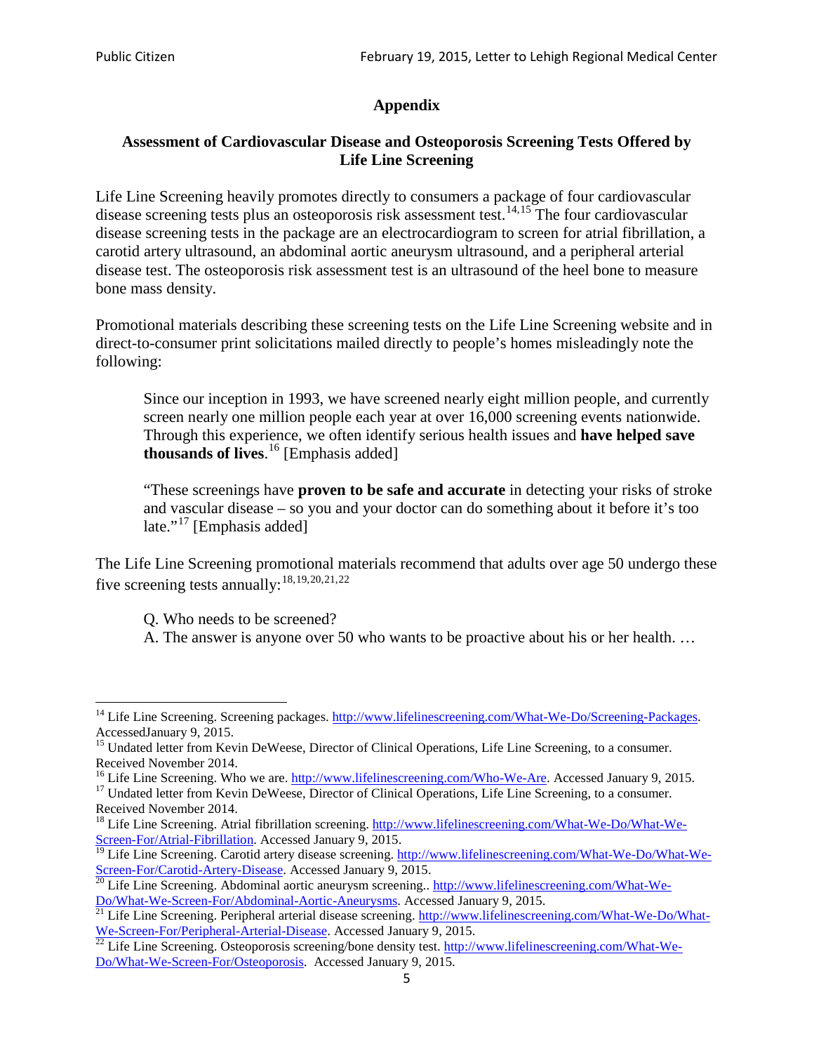# Appendix

## Assessment of Cardiovascular Disease and Osteoporosis Screening Tests Offered by Life Line Screening

Life Line Screening heavily promotes directly to consumers a package of four cardiovascular disease screening tests plus an osteoporosis risk assessment test.[14,15] The four cardiovascular disease screening tests in the package are an electrocardiogram to screen for atrial fibrillation, a carotid artery ultrasound, an abdominal aortic aneurysm ultrasound, and a peripheral arterial disease test. The osteoporosis risk assessment test is an ultrasound of the heel bone to measure bone mass density.

Promotional materials describing these screening tests on the Life Line Screening website and in direct-to-consumer print solicitations mailed directly to people's homes misleadingly note the following:

> Since our inception in 1993, we have screened nearly eight million people, and currently screen nearly one million people each year at over 16,000 screening events nationwide. Through this experience, we often identify serious health issues and **have helped save thousands of lives**.[16] [Emphasis added]
>
> "These screenings have **proven to be safe and accurate** in detecting your risks of stroke and vascular disease – so you and your doctor can do something about it before it's too late."[17] [Emphasis added]

The Life Line Screening promotional materials recommend that adults over age 50 undergo these five screening tests annually:[18,19,20,21,22]

> Q. Who needs to be screened?
> A. The answer is anyone over 50 who wants to be proactive about his or her health. …

---

[14] Life Line Screening. Screening packages. http://www.lifelinescreening.com/What-We-Do/Screening-Packages. AccessedJanuary 9, 2015.

[15] Undated letter from Kevin DeWeese, Director of Clinical Operations, Life Line Screening, to a consumer. Received November 2014.

[16] Life Line Screening. Who we are. http://www.lifelinescreening.com/Who-We-Are. Accessed January 9, 2015.

[17] Undated letter from Kevin DeWeese, Director of Clinical Operations, Life Line Screening, to a consumer. Received November 2014.

[18] Life Line Screening. Atrial fibrillation screening. http://www.lifelinescreening.com/What-We-Do/What-We-Screen-For/Atrial-Fibrillation. Accessed January 9, 2015.

[19] Life Line Screening. Carotid artery disease screening. http://www.lifelinescreening.com/What-We-Do/What-We-Screen-For/Carotid-Artery-Disease. Accessed January 9, 2015.

[20] Life Line Screening. Abdominal aortic aneurysm screening.. http://www.lifelinescreening.com/What-We-Do/What-We-Screen-For/Abdominal-Aortic-Aneurysms. Accessed January 9, 2015.

[21] Life Line Screening. Peripheral arterial disease screening. http://www.lifelinescreening.com/What-We-Do/What-We-Screen-For/Peripheral-Arterial-Disease. Accessed January 9, 2015.

[22] Life Line Screening. Osteoporosis screening/bone density test. http://www.lifelinescreening.com/What-We-Do/What-We-Screen-For/Osteoporosis. Accessed January 9, 2015.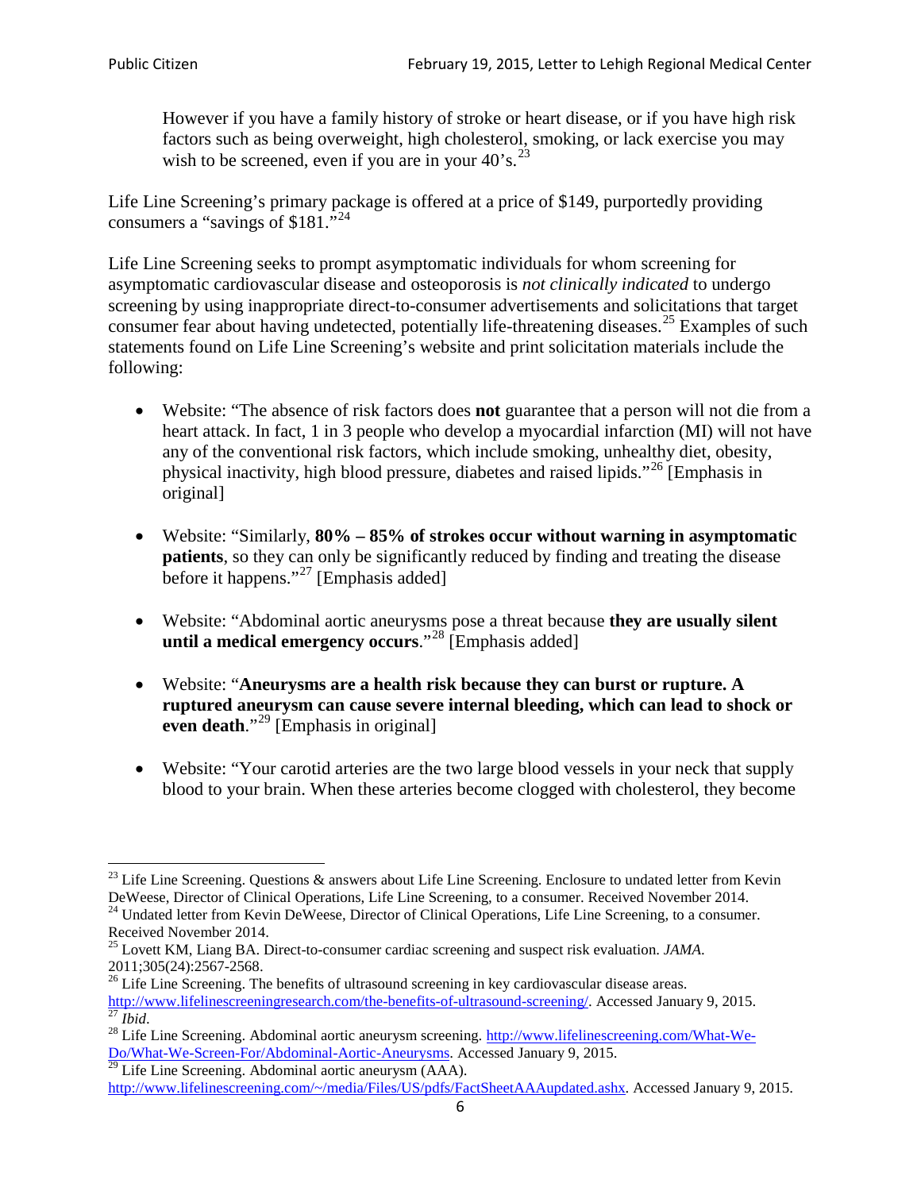> However if you have a family history of stroke or heart disease, or if you have high risk factors such as being overweight, high cholesterol, smoking, or lack exercise you may wish to be screened, even if you are in your 40's.[23]

Life Line Screening's primary package is offered at a price of $149, purportedly providing consumers a "savings of $181."[24]

Life Line Screening seeks to prompt asymptomatic individuals for whom screening for asymptomatic cardiovascular disease and osteoporosis is *not clinically indicated* to undergo screening by using inappropriate direct-to-consumer advertisements and solicitations that target consumer fear about having undetected, potentially life-threatening diseases.[25] Examples of such statements found on Life Line Screening's website and print solicitation materials include the following:

- Website: "The absence of risk factors does **not** guarantee that a person will not die from a heart attack. In fact, 1 in 3 people who develop a myocardial infarction (MI) will not have any of the conventional risk factors, which include smoking, unhealthy diet, obesity, physical inactivity, high blood pressure, diabetes and raised lipids."[26] [Emphasis in original]

- Website: "Similarly, **80% – 85% of strokes occur without warning in asymptomatic patients**, so they can only be significantly reduced by finding and treating the disease before it happens."[27] [Emphasis added]

- Website: "Abdominal aortic aneurysms pose a threat because **they are usually silent until a medical emergency occurs**."[28] [Emphasis added]

- Website: "**Aneurysms are a health risk because they can burst or rupture. A ruptured aneurysm can cause severe internal bleeding, which can lead to shock or even death**."[29] [Emphasis in original]

- Website: "Your carotid arteries are the two large blood vessels in your neck that supply blood to your brain. When these arteries become clogged with cholesterol, they become

---

[23] Life Line Screening. Questions & answers about Life Line Screening. Enclosure to undated letter from Kevin DeWeese, Director of Clinical Operations, Life Line Screening, to a consumer. Received November 2014.

[24] Undated letter from Kevin DeWeese, Director of Clinical Operations, Life Line Screening, to a consumer. Received November 2014.

[25] Lovett KM, Liang BA. Direct-to-consumer cardiac screening and suspect risk evaluation. *JAMA*. 2011;305(24):2567-2568.

[26] Life Line Screening. The benefits of ultrasound screening in key cardiovascular disease areas. http://www.lifelinescreeningresearch.com/the-benefits-of-ultrasound-screening/. Accessed January 9, 2015.

[27] *Ibid*.

[28] Life Line Screening. Abdominal aortic aneurysm screening. http://www.lifelinescreening.com/What-We-Do/What-We-Screen-For/Abdominal-Aortic-Aneurysms. Accessed January 9, 2015.

[29] Life Line Screening. Abdominal aortic aneurysm (AAA). http://www.lifelinescreening.com/~/media/Files/US/pdfs/FactSheetAAAupdated.ashx. Accessed January 9, 2015.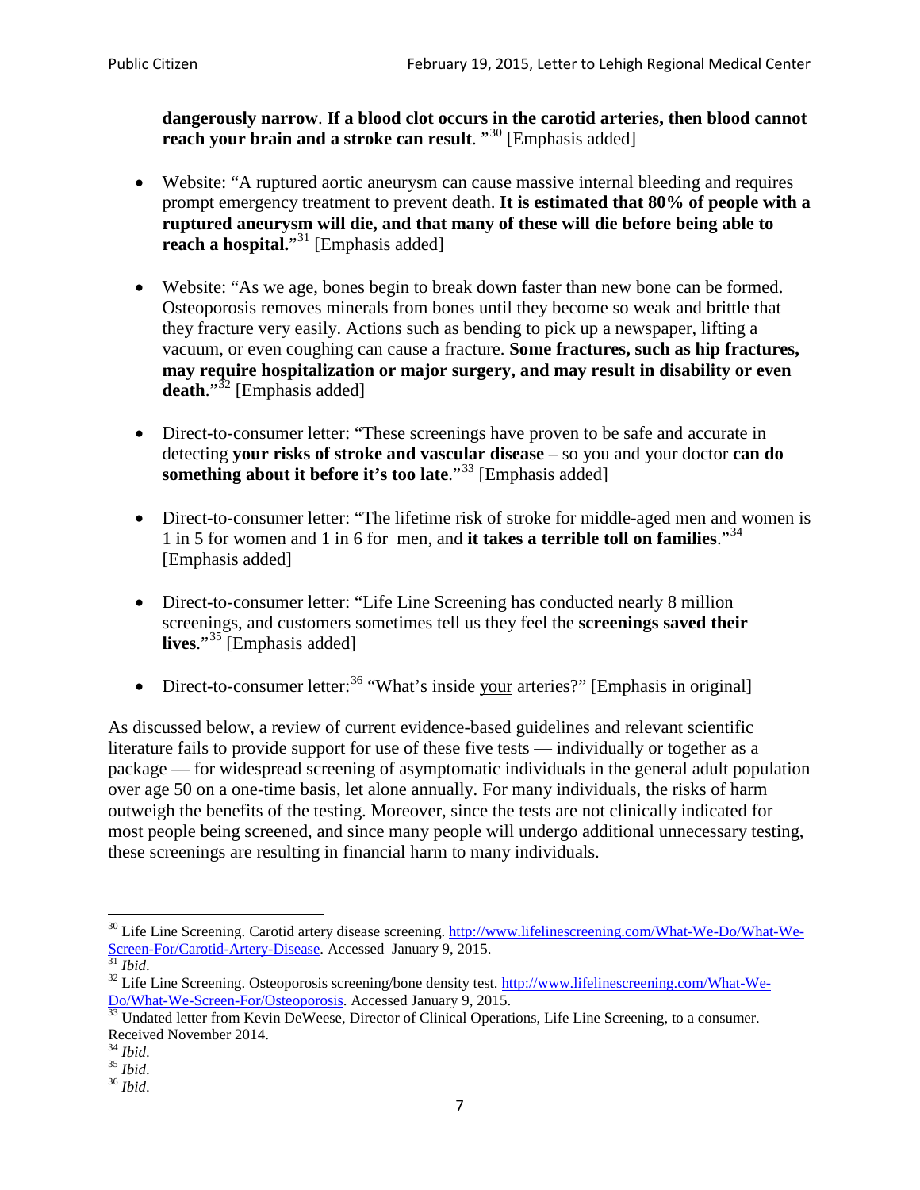**dangerously narrow**. **If a blood clot occurs in the carotid arteries, then blood cannot reach your brain and a stroke can result**. "[30] [Emphasis added]

- Website: "A ruptured aortic aneurysm can cause massive internal bleeding and requires prompt emergency treatment to prevent death. **It is estimated that 80% of people with a ruptured aneurysm will die, and that many of these will die before being able to reach a hospital.**"[31] [Emphasis added]

- Website: "As we age, bones begin to break down faster than new bone can be formed. Osteoporosis removes minerals from bones until they become so weak and brittle that they fracture very easily. Actions such as bending to pick up a newspaper, lifting a vacuum, or even coughing can cause a fracture. **Some fractures, such as hip fractures, may require hospitalization or major surgery, and may result in disability or even death**."[32] [Emphasis added]

- Direct-to-consumer letter: "These screenings have proven to be safe and accurate in detecting **your risks of stroke and vascular disease** – so you and your doctor **can do something about it before it's too late**."[33] [Emphasis added]

- Direct-to-consumer letter: "The lifetime risk of stroke for middle-aged men and women is 1 in 5 for women and 1 in 6 for men, and **it takes a terrible toll on families**."[34] [Emphasis added]

- Direct-to-consumer letter: "Life Line Screening has conducted nearly 8 million screenings, and customers sometimes tell us they feel the **screenings saved their lives**."[35] [Emphasis added]

- Direct-to-consumer letter:[36] "What's inside <u>your</u> arteries?" [Emphasis in original]

As discussed below, a review of current evidence-based guidelines and relevant scientific literature fails to provide support for use of these five tests — individually or together as a package — for widespread screening of asymptomatic individuals in the general adult population over age 50 on a one-time basis, let alone annually. For many individuals, the risks of harm outweigh the benefits of the testing. Moreover, since the tests are not clinically indicated for most people being screened, and since many people will undergo additional unnecessary testing, these screenings are resulting in financial harm to many individuals.

---

[30] Life Line Screening. Carotid artery disease screening. http://www.lifelinescreening.com/What-We-Do/What-We-Screen-For/Carotid-Artery-Disease. Accessed January 9, 2015.

[31] *Ibid*.

[32] Life Line Screening. Osteoporosis screening/bone density test. http://www.lifelinescreening.com/What-We-Do/What-We-Screen-For/Osteoporosis. Accessed January 9, 2015.

[33] Undated letter from Kevin DeWeese, Director of Clinical Operations, Life Line Screening, to a consumer. Received November 2014.

[34] *Ibid*.

[35] *Ibid*.

[36] *Ibid*.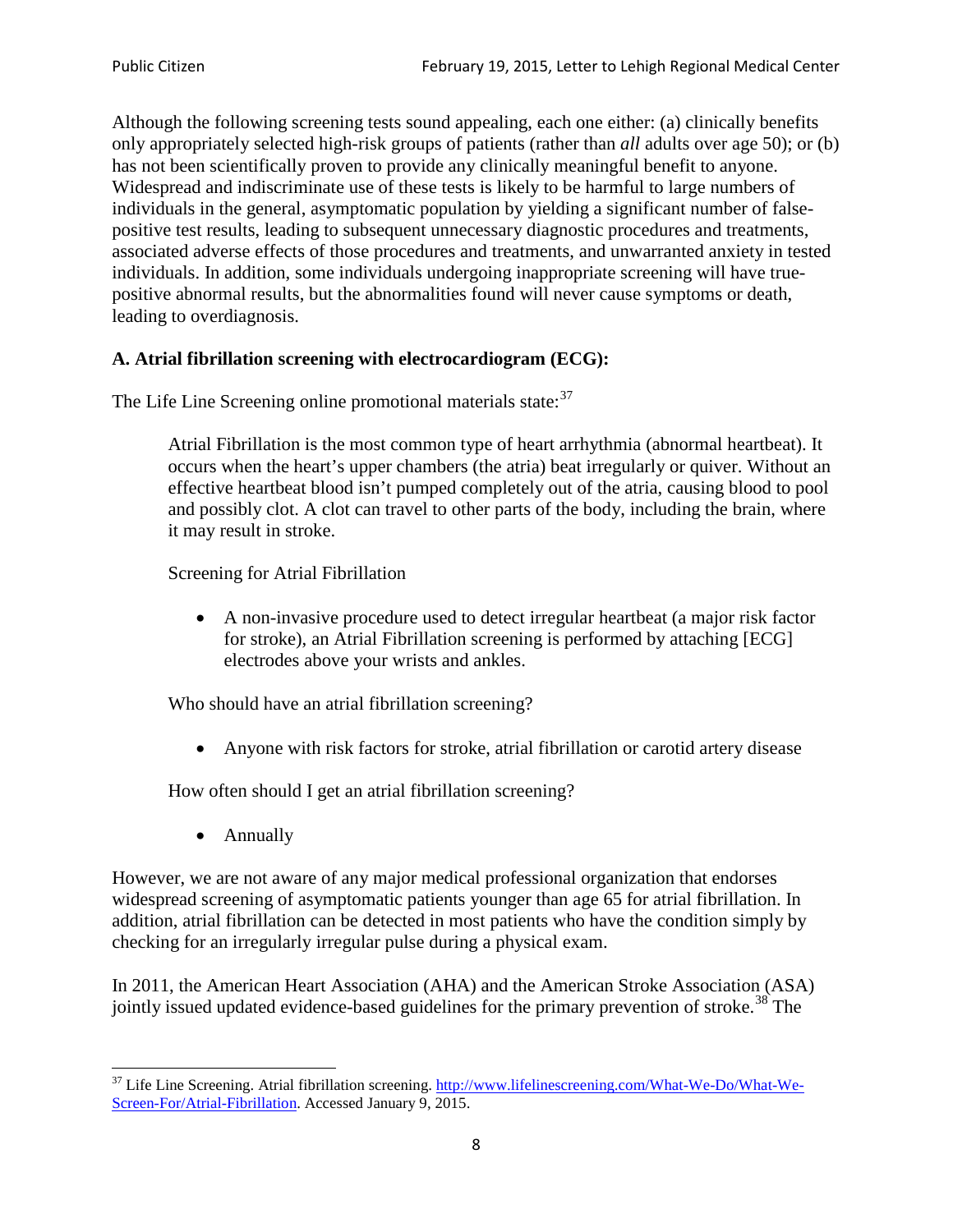Although the following screening tests sound appealing, each one either: (a) clinically benefits only appropriately selected high-risk groups of patients (rather than *all* adults over age 50); or (b) has not been scientifically proven to provide any clinically meaningful benefit to anyone. Widespread and indiscriminate use of these tests is likely to be harmful to large numbers of individuals in the general, asymptomatic population by yielding a significant number of false-positive test results, leading to subsequent unnecessary diagnostic procedures and treatments, associated adverse effects of those procedures and treatments, and unwarranted anxiety in tested individuals. In addition, some individuals undergoing inappropriate screening will have true-positive abnormal results, but the abnormalities found will never cause symptoms or death, leading to overdiagnosis.

**A. Atrial fibrillation screening with electrocardiogram (ECG):**

The Life Line Screening online promotional materials state:[37]

> Atrial Fibrillation is the most common type of heart arrhythmia (abnormal heartbeat). It occurs when the heart's upper chambers (the atria) beat irregularly or quiver. Without an effective heartbeat blood isn't pumped completely out of the atria, causing blood to pool and possibly clot. A clot can travel to other parts of the body, including the brain, where it may result in stroke.
>
> Screening for Atrial Fibrillation
>
> - A non-invasive procedure used to detect irregular heartbeat (a major risk factor for stroke), an Atrial Fibrillation screening is performed by attaching [ECG] electrodes above your wrists and ankles.
>
> Who should have an atrial fibrillation screening?
>
> - Anyone with risk factors for stroke, atrial fibrillation or carotid artery disease
>
> How often should I get an atrial fibrillation screening?
>
> - Annually

However, we are not aware of any major medical professional organization that endorses widespread screening of asymptomatic patients younger than age 65 for atrial fibrillation. In addition, atrial fibrillation can be detected in most patients who have the condition simply by checking for an irregularly irregular pulse during a physical exam.

In 2011, the American Heart Association (AHA) and the American Stroke Association (ASA) jointly issued updated evidence-based guidelines for the primary prevention of stroke.[38] The

---

[37] Life Line Screening. Atrial fibrillation screening. http://www.lifelinescreening.com/What-We-Do/What-We-Screen-For/Atrial-Fibrillation. Accessed January 9, 2015.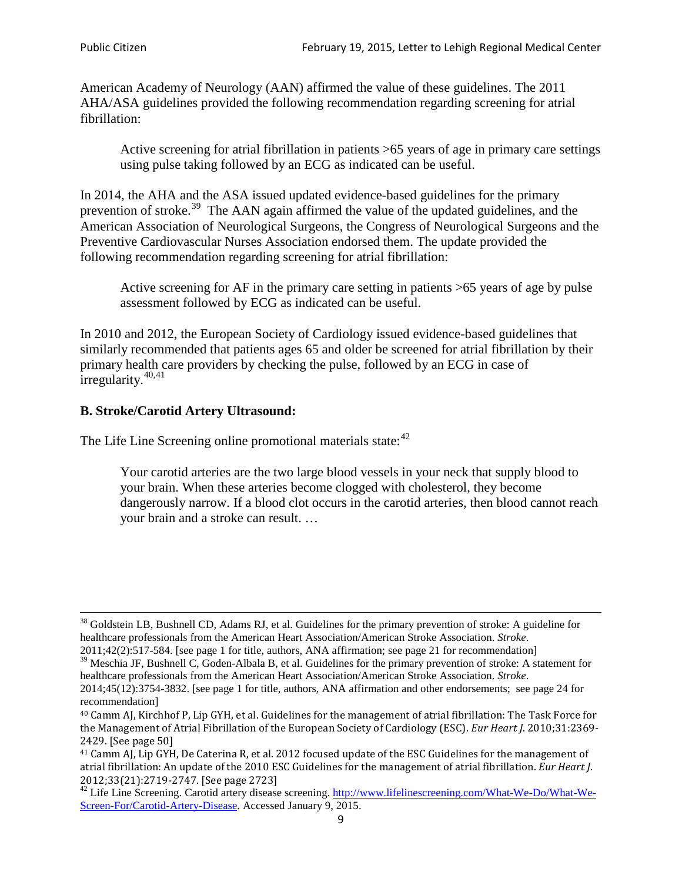American Academy of Neurology (AAN) affirmed the value of these guidelines. The 2011 AHA/ASA guidelines provided the following recommendation regarding screening for atrial fibrillation:

> Active screening for atrial fibrillation in patients >65 years of age in primary care settings using pulse taking followed by an ECG as indicated can be useful.

In 2014, the AHA and the ASA issued updated evidence-based guidelines for the primary prevention of stroke.[39] The AAN again affirmed the value of the updated guidelines, and the American Association of Neurological Surgeons, the Congress of Neurological Surgeons and the Preventive Cardiovascular Nurses Association endorsed them. The update provided the following recommendation regarding screening for atrial fibrillation:

> Active screening for AF in the primary care setting in patients >65 years of age by pulse assessment followed by ECG as indicated can be useful.

In 2010 and 2012, the European Society of Cardiology issued evidence-based guidelines that similarly recommended that patients ages 65 and older be screened for atrial fibrillation by their primary health care providers by checking the pulse, followed by an ECG in case of irregularity.[40,41]

**B. Stroke/Carotid Artery Ultrasound:**

The Life Line Screening online promotional materials state:[42]

> Your carotid arteries are the two large blood vessels in your neck that supply blood to your brain. When these arteries become clogged with cholesterol, they become dangerously narrow. If a blood clot occurs in the carotid arteries, then blood cannot reach your brain and a stroke can result. …

---

[38] Goldstein LB, Bushnell CD, Adams RJ, et al. Guidelines for the primary prevention of stroke: A guideline for healthcare professionals from the American Heart Association/American Stroke Association. *Stroke*. 2011;42(2):517-584. [see page 1 for title, authors, ANA affirmation; see page 21 for recommendation]

[39] Meschia JF, Bushnell C, Goden-Albala B, et al. Guidelines for the primary prevention of stroke: A statement for healthcare professionals from the American Heart Association/American Stroke Association. *Stroke*. 2014;45(12):3754-3832. [see page 1 for title, authors, ANA affirmation and other endorsements; see page 24 for recommendation]

[40] Camm AJ, Kirchhof P, Lip GYH, et al. Guidelines for the management of atrial fibrillation: The Task Force for the Management of Atrial Fibrillation of the European Society of Cardiology (ESC). *Eur Heart J*. 2010;31:2369-2429. [See page 50]

[41] Camm AJ, Lip GYH, De Caterina R, et al. 2012 focused update of the ESC Guidelines for the management of atrial fibrillation: An update of the 2010 ESC Guidelines for the management of atrial fibrillation. *Eur Heart J*. 2012;33(21):2719-2747. [See page 2723]

[42] Life Line Screening. Carotid artery disease screening. http://www.lifelinescreening.com/What-We-Do/What-We-Screen-For/Carotid-Artery-Disease. Accessed January 9, 2015.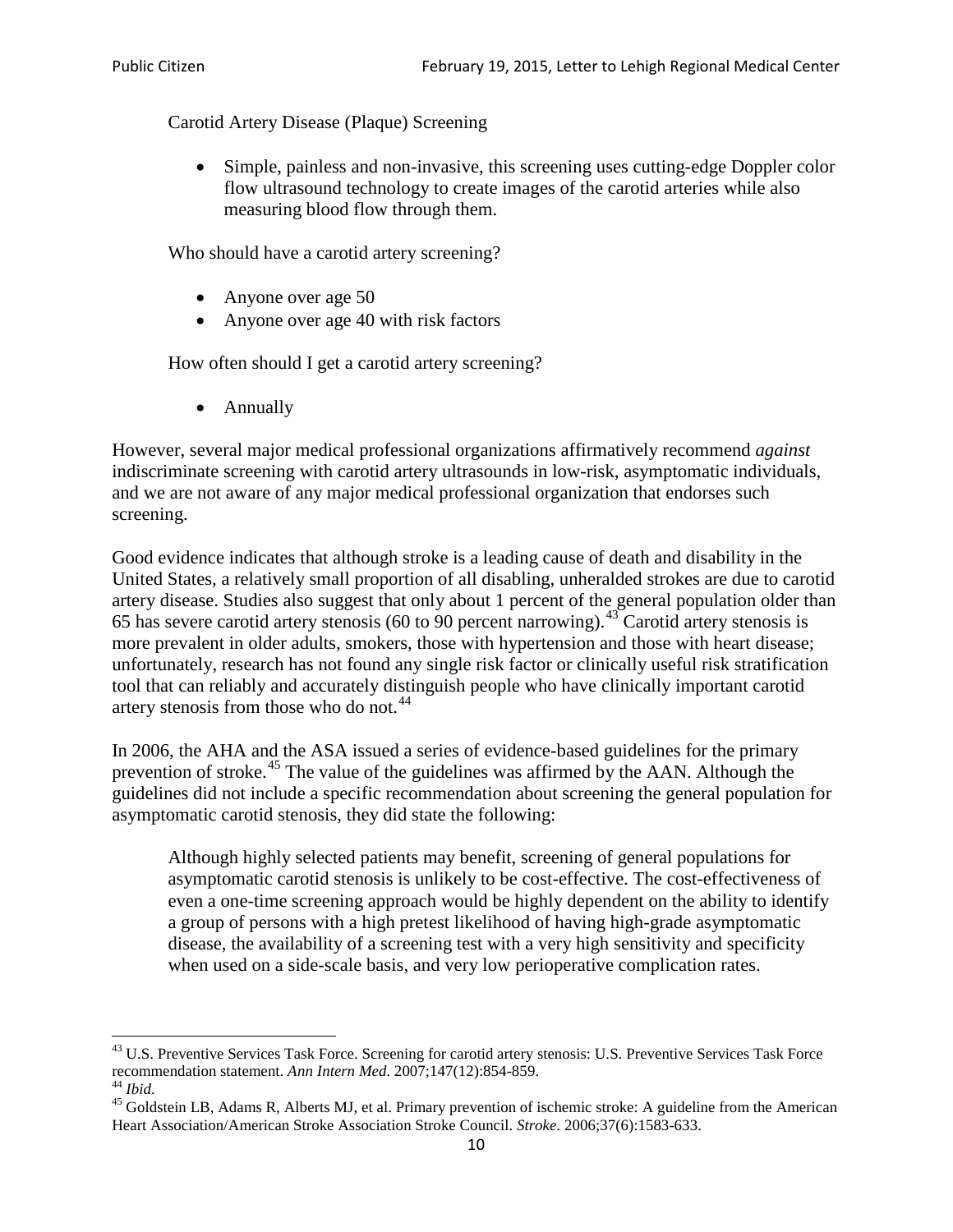Carotid Artery Disease (Plaque) Screening

- Simple, painless and non-invasive, this screening uses cutting-edge Doppler color flow ultrasound technology to create images of the carotid arteries while also measuring blood flow through them.

Who should have a carotid artery screening?

- Anyone over age 50
- Anyone over age 40 with risk factors

How often should I get a carotid artery screening?

- Annually

However, several major medical professional organizations affirmatively recommend *against* indiscriminate screening with carotid artery ultrasounds in low-risk, asymptomatic individuals, and we are not aware of any major medical professional organization that endorses such screening.

Good evidence indicates that although stroke is a leading cause of death and disability in the United States, a relatively small proportion of all disabling, unheralded strokes are due to carotid artery disease. Studies also suggest that only about 1 percent of the general population older than 65 has severe carotid artery stenosis (60 to 90 percent narrowing).[43] Carotid artery stenosis is more prevalent in older adults, smokers, those with hypertension and those with heart disease; unfortunately, research has not found any single risk factor or clinically useful risk stratification tool that can reliably and accurately distinguish people who have clinically important carotid artery stenosis from those who do not.[44]

In 2006, the AHA and the ASA issued a series of evidence-based guidelines for the primary prevention of stroke.[45] The value of the guidelines was affirmed by the AAN. Although the guidelines did not include a specific recommendation about screening the general population for asymptomatic carotid stenosis, they did state the following:

> Although highly selected patients may benefit, screening of general populations for asymptomatic carotid stenosis is unlikely to be cost-effective. The cost-effectiveness of even a one-time screening approach would be highly dependent on the ability to identify a group of persons with a high pretest likelihood of having high-grade asymptomatic disease, the availability of a screening test with a very high sensitivity and specificity when used on a side-scale basis, and very low perioperative complication rates.

---

[43] U.S. Preventive Services Task Force. Screening for carotid artery stenosis: U.S. Preventive Services Task Force recommendation statement. *Ann Intern Med*. 2007;147(12):854-859.

[44] *Ibid*.

[45] Goldstein LB, Adams R, Alberts MJ, et al. Primary prevention of ischemic stroke: A guideline from the American Heart Association/American Stroke Association Stroke Council. *Stroke*. 2006;37(6):1583-633.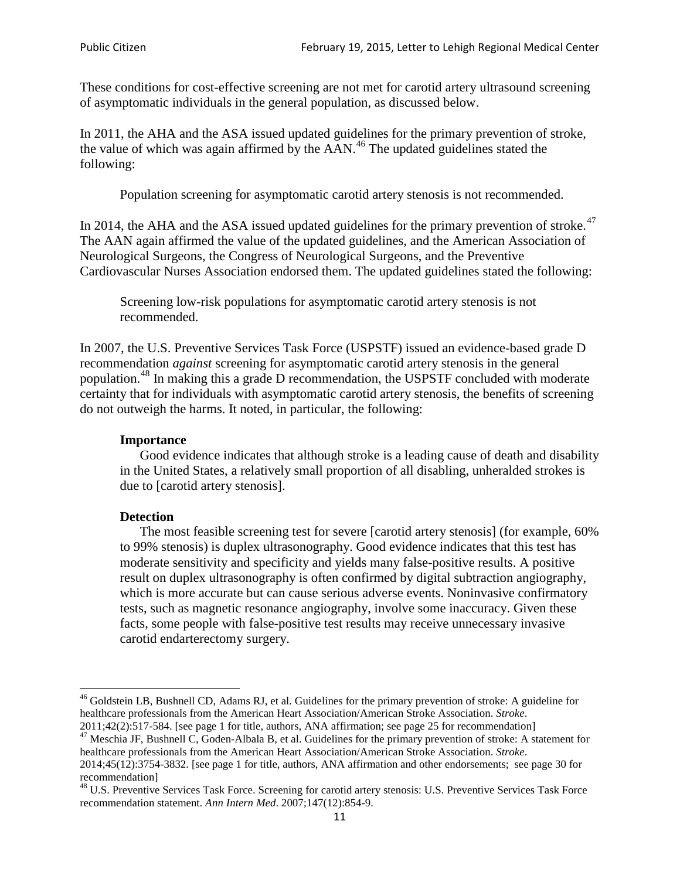These conditions for cost-effective screening are not met for carotid artery ultrasound screening of asymptomatic individuals in the general population, as discussed below.

In 2011, the AHA and the ASA issued updated guidelines for the primary prevention of stroke, the value of which was again affirmed by the AAN.[46] The updated guidelines stated the following:

> Population screening for asymptomatic carotid artery stenosis is not recommended.

In 2014, the AHA and the ASA issued updated guidelines for the primary prevention of stroke.[47] The AAN again affirmed the value of the updated guidelines, and the American Association of Neurological Surgeons, the Congress of Neurological Surgeons, and the Preventive Cardiovascular Nurses Association endorsed them. The updated guidelines stated the following:

> Screening low-risk populations for asymptomatic carotid artery stenosis is not recommended.

In 2007, the U.S. Preventive Services Task Force (USPSTF) issued an evidence-based grade D recommendation *against* screening for asymptomatic carotid artery stenosis in the general population.[48] In making this a grade D recommendation, the USPSTF concluded with moderate certainty that for individuals with asymptomatic carotid artery stenosis, the benefits of screening do not outweigh the harms. It noted, in particular, the following:

> **Importance**
>
> Good evidence indicates that although stroke is a leading cause of death and disability in the United States, a relatively small proportion of all disabling, unheralded strokes is due to [carotid artery stenosis].
>
> **Detection**
>
> The most feasible screening test for severe [carotid artery stenosis] (for example, 60% to 99% stenosis) is duplex ultrasonography. Good evidence indicates that this test has moderate sensitivity and specificity and yields many false-positive results. A positive result on duplex ultrasonography is often confirmed by digital subtraction angiography, which is more accurate but can cause serious adverse events. Noninvasive confirmatory tests, such as magnetic resonance angiography, involve some inaccuracy. Given these facts, some people with false-positive test results may receive unnecessary invasive carotid endarterectomy surgery.

---

[46] Goldstein LB, Bushnell CD, Adams RJ, et al. Guidelines for the primary prevention of stroke: A guideline for healthcare professionals from the American Heart Association/American Stroke Association. *Stroke*. 2011;42(2):517-584. [see page 1 for title, authors, ANA affirmation; see page 25 for recommendation]

[47] Meschia JF, Bushnell C, Goden-Albala B, et al. Guidelines for the primary prevention of stroke: A statement for healthcare professionals from the American Heart Association/American Stroke Association. *Stroke*. 2014;45(12):3754-3832. [see page 1 for title, authors, ANA affirmation and other endorsements; see page 30 for recommendation]

[48] U.S. Preventive Services Task Force. Screening for carotid artery stenosis: U.S. Preventive Services Task Force recommendation statement. *Ann Intern Med*. 2007;147(12):854-9.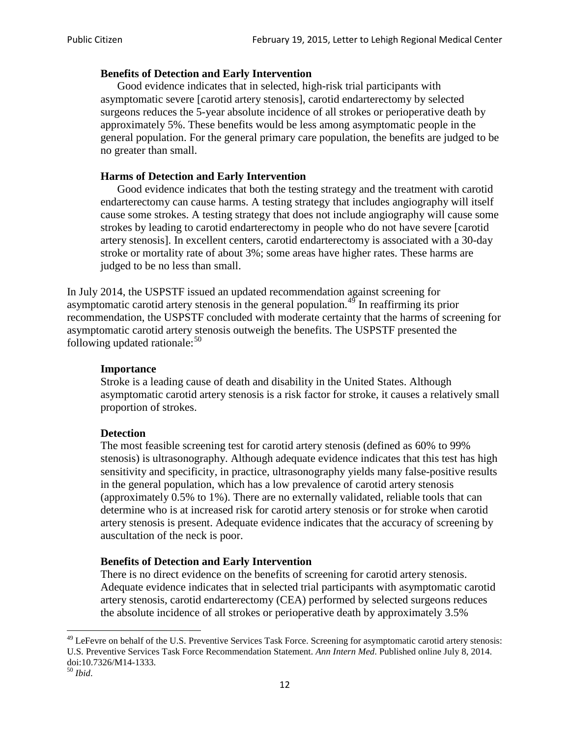> **Benefits of Detection and Early Intervention**
>
> Good evidence indicates that in selected, high-risk trial participants with asymptomatic severe [carotid artery stenosis], carotid endarterectomy by selected surgeons reduces the 5-year absolute incidence of all strokes or perioperative death by approximately 5%. These benefits would be less among asymptomatic people in the general population. For the general primary care population, the benefits are judged to be no greater than small.
>
> **Harms of Detection and Early Intervention**
>
> Good evidence indicates that both the testing strategy and the treatment with carotid endarterectomy can cause harms. A testing strategy that includes angiography will itself cause some strokes. A testing strategy that does not include angiography will cause some strokes by leading to carotid endarterectomy in people who do not have severe [carotid artery stenosis]. In excellent centers, carotid endarterectomy is associated with a 30-day stroke or mortality rate of about 3%; some areas have higher rates. These harms are judged to be no less than small.

In July 2014, the USPSTF issued an updated recommendation against screening for asymptomatic carotid artery stenosis in the general population.[49] In reaffirming its prior recommendation, the USPSTF concluded with moderate certainty that the harms of screening for asymptomatic carotid artery stenosis outweigh the benefits. The USPSTF presented the following updated rationale:[50]

> **Importance**
>
> Stroke is a leading cause of death and disability in the United States. Although asymptomatic carotid artery stenosis is a risk factor for stroke, it causes a relatively small proportion of strokes.
>
> **Detection**
>
> The most feasible screening test for carotid artery stenosis (defined as 60% to 99% stenosis) is ultrasonography. Although adequate evidence indicates that this test has high sensitivity and specificity, in practice, ultrasonography yields many false-positive results in the general population, which has a low prevalence of carotid artery stenosis (approximately 0.5% to 1%). There are no externally validated, reliable tools that can determine who is at increased risk for carotid artery stenosis or for stroke when carotid artery stenosis is present. Adequate evidence indicates that the accuracy of screening by auscultation of the neck is poor.
>
> **Benefits of Detection and Early Intervention**
>
> There is no direct evidence on the benefits of screening for carotid artery stenosis. Adequate evidence indicates that in selected trial participants with asymptomatic carotid artery stenosis, carotid endarterectomy (CEA) performed by selected surgeons reduces the absolute incidence of all strokes or perioperative death by approximately 3.5%

---

[49] LeFevre on behalf of the U.S. Preventive Services Task Force. Screening for asymptomatic carotid artery stenosis: U.S. Preventive Services Task Force Recommendation Statement. *Ann Intern Med*. Published online July 8, 2014. doi:10.7326/M14-1333.

[50] *Ibid*.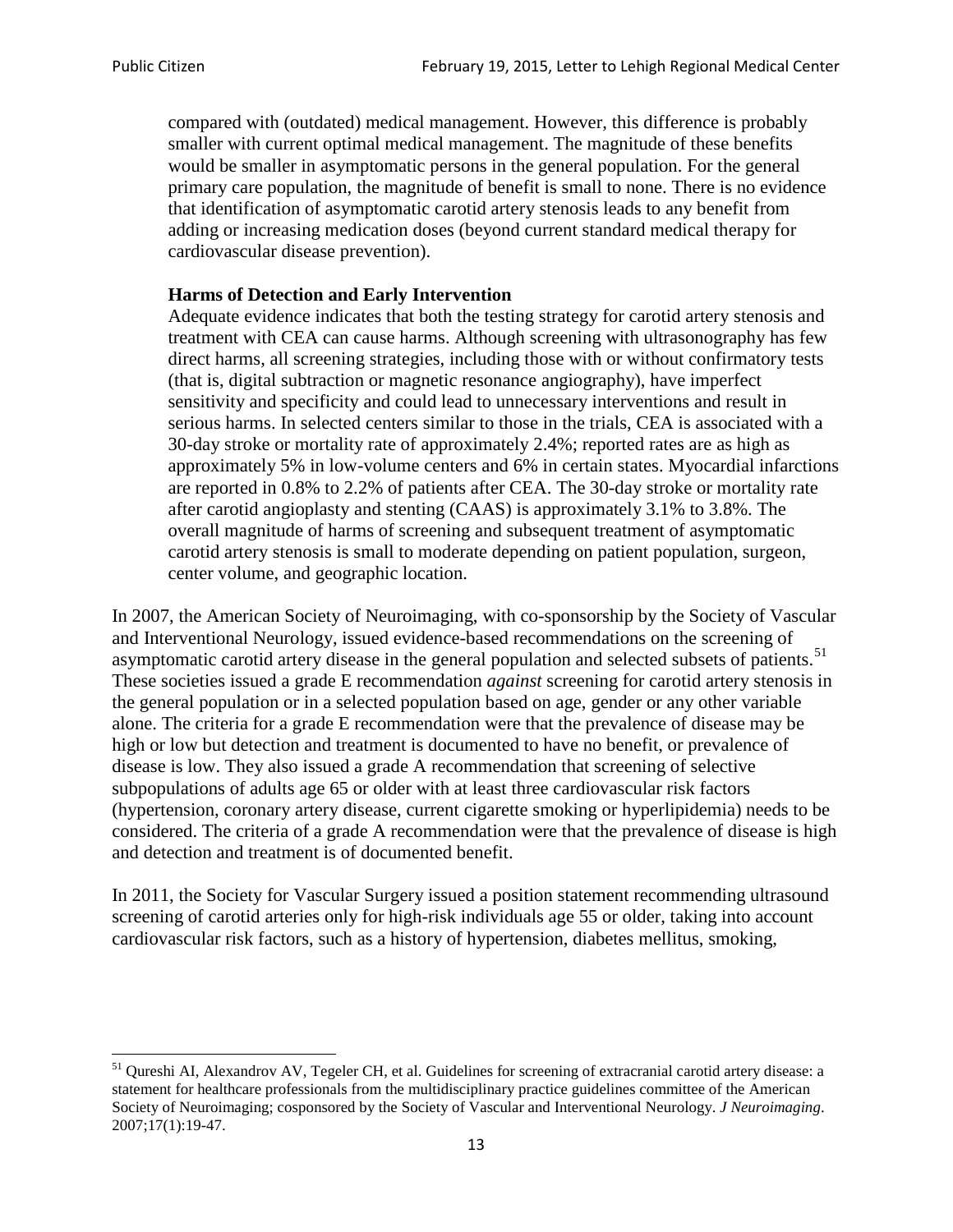> compared with (outdated) medical management. However, this difference is probably smaller with current optimal medical management. The magnitude of these benefits would be smaller in asymptomatic persons in the general population. For the general primary care population, the magnitude of benefit is small to none. There is no evidence that identification of asymptomatic carotid artery stenosis leads to any benefit from adding or increasing medication doses (beyond current standard medical therapy for cardiovascular disease prevention).
>
> **Harms of Detection and Early Intervention**
>
> Adequate evidence indicates that both the testing strategy for carotid artery stenosis and treatment with CEA can cause harms. Although screening with ultrasonography has few direct harms, all screening strategies, including those with or without confirmatory tests (that is, digital subtraction or magnetic resonance angiography), have imperfect sensitivity and specificity and could lead to unnecessary interventions and result in serious harms. In selected centers similar to those in the trials, CEA is associated with a 30-day stroke or mortality rate of approximately 2.4%; reported rates are as high as approximately 5% in low-volume centers and 6% in certain states. Myocardial infarctions are reported in 0.8% to 2.2% of patients after CEA. The 30-day stroke or mortality rate after carotid angioplasty and stenting (CAAS) is approximately 3.1% to 3.8%. The overall magnitude of harms of screening and subsequent treatment of asymptomatic carotid artery stenosis is small to moderate depending on patient population, surgeon, center volume, and geographic location.

In 2007, the American Society of Neuroimaging, with co-sponsorship by the Society of Vascular and Interventional Neurology, issued evidence-based recommendations on the screening of asymptomatic carotid artery disease in the general population and selected subsets of patients.[51] These societies issued a grade E recommendation *against* screening for carotid artery stenosis in the general population or in a selected population based on age, gender or any other variable alone. The criteria for a grade E recommendation were that the prevalence of disease may be high or low but detection and treatment is documented to have no benefit, or prevalence of disease is low. They also issued a grade A recommendation that screening of selective subpopulations of adults age 65 or older with at least three cardiovascular risk factors (hypertension, coronary artery disease, current cigarette smoking or hyperlipidemia) needs to be considered. The criteria of a grade A recommendation were that the prevalence of disease is high and detection and treatment is of documented benefit.

In 2011, the Society for Vascular Surgery issued a position statement recommending ultrasound screening of carotid arteries only for high-risk individuals age 55 or older, taking into account cardiovascular risk factors, such as a history of hypertension, diabetes mellitus, smoking,

---

[51] Qureshi AI, Alexandrov AV, Tegeler CH, et al. Guidelines for screening of extracranial carotid artery disease: a statement for healthcare professionals from the multidisciplinary practice guidelines committee of the American Society of Neuroimaging; cosponsored by the Society of Vascular and Interventional Neurology. *J Neuroimaging*. 2007;17(1):19-47.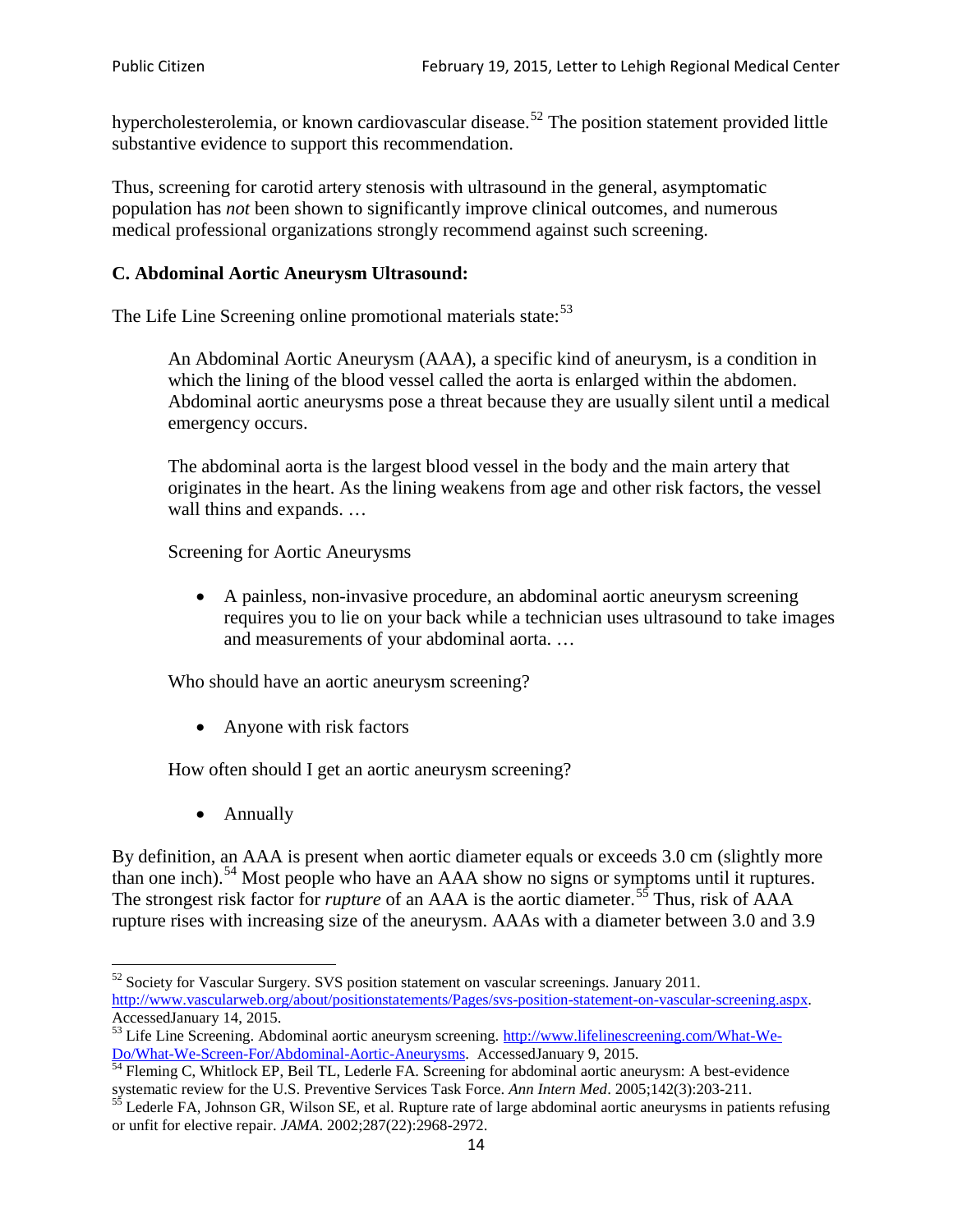hypercholesterolemia, or known cardiovascular disease.[52] The position statement provided little substantive evidence to support this recommendation.

Thus, screening for carotid artery stenosis with ultrasound in the general, asymptomatic population has *not* been shown to significantly improve clinical outcomes, and numerous medical professional organizations strongly recommend against such screening.

### C. Abdominal Aortic Aneurysm Ultrasound:

The Life Line Screening online promotional materials state:[53]

> An Abdominal Aortic Aneurysm (AAA), a specific kind of aneurysm, is a condition in which the lining of the blood vessel called the aorta is enlarged within the abdomen. Abdominal aortic aneurysms pose a threat because they are usually silent until a medical emergency occurs.
>
> The abdominal aorta is the largest blood vessel in the body and the main artery that originates in the heart. As the lining weakens from age and other risk factors, the vessel wall thins and expands. …
>
> Screening for Aortic Aneurysms
>
> - A painless, non-invasive procedure, an abdominal aortic aneurysm screening requires you to lie on your back while a technician uses ultrasound to take images and measurements of your abdominal aorta. …
>
> Who should have an aortic aneurysm screening?
>
> - Anyone with risk factors
>
> How often should I get an aortic aneurysm screening?
>
> - Annually

By definition, an AAA is present when aortic diameter equals or exceeds 3.0 cm (slightly more than one inch).[54] Most people who have an AAA show no signs or symptoms until it ruptures. The strongest risk factor for *rupture* of an AAA is the aortic diameter.[55] Thus, risk of AAA rupture rises with increasing size of the aneurysm. AAAs with a diameter between 3.0 and 3.9

---

[52] Society for Vascular Surgery. SVS position statement on vascular screenings. January 2011. http://www.vascularweb.org/about/positionstatements/Pages/svs-position-statement-on-vascular-screening.aspx. AccessedJanuary 14, 2015.

[53] Life Line Screening. Abdominal aortic aneurysm screening. http://www.lifelinescreening.com/What-We-Do/What-We-Screen-For/Abdominal-Aortic-Aneurysms. AccessedJanuary 9, 2015.

[54] Fleming C, Whitlock EP, Beil TL, Lederle FA. Screening for abdominal aortic aneurysm: A best-evidence systematic review for the U.S. Preventive Services Task Force. *Ann Intern Med*. 2005;142(3):203-211.

[55] Lederle FA, Johnson GR, Wilson SE, et al. Rupture rate of large abdominal aortic aneurysms in patients refusing or unfit for elective repair. *JAMA*. 2002;287(22):2968-2972.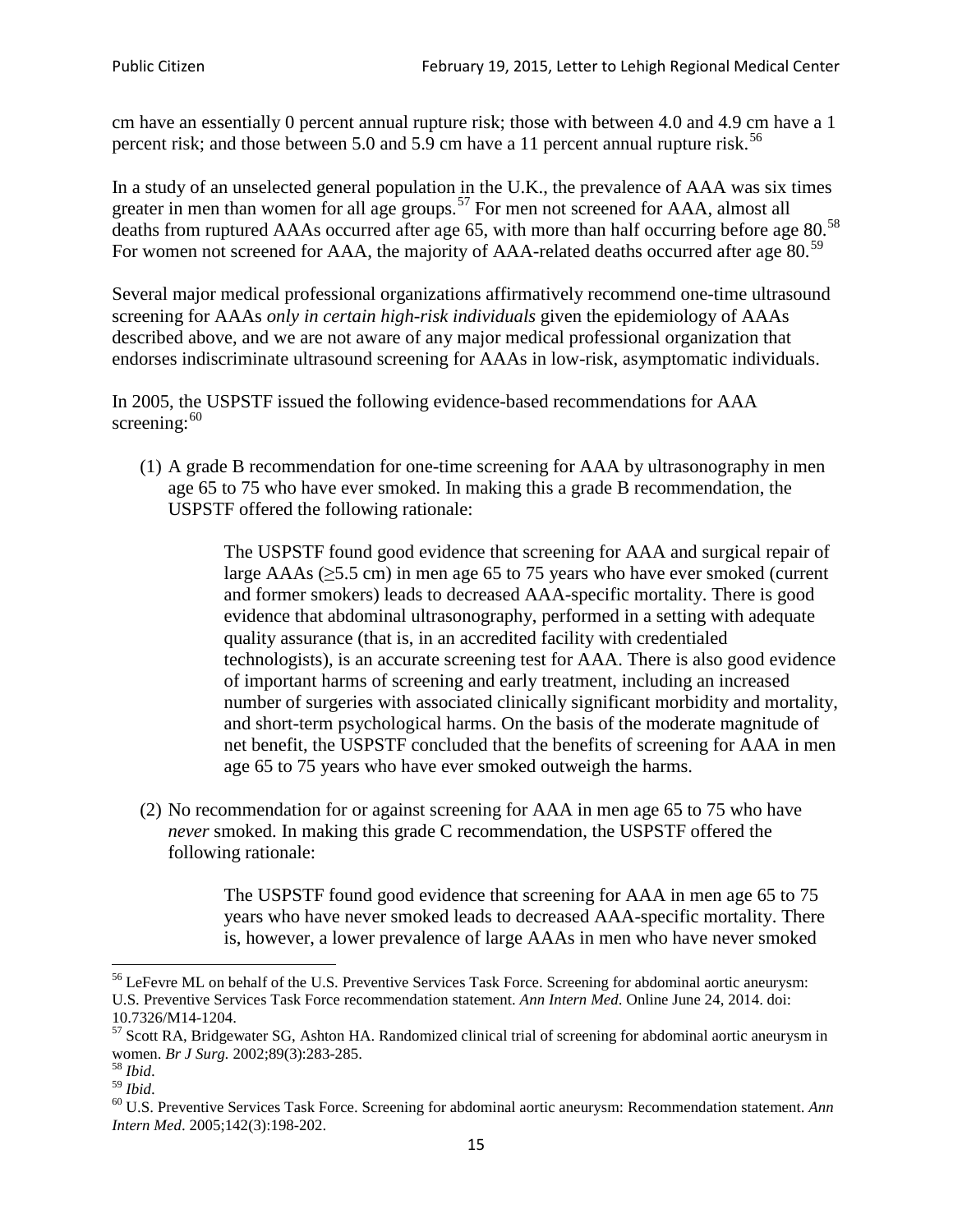cm have an essentially 0 percent annual rupture risk; those with between 4.0 and 4.9 cm have a 1 percent risk; and those between 5.0 and 5.9 cm have a 11 percent annual rupture risk.[56]

In a study of an unselected general population in the U.K., the prevalence of AAA was six times greater in men than women for all age groups.[57] For men not screened for AAA, almost all deaths from ruptured AAAs occurred after age 65, with more than half occurring before age 80.[58] For women not screened for AAA, the majority of AAA-related deaths occurred after age 80.[59]

Several major medical professional organizations affirmatively recommend one-time ultrasound screening for AAAs *only in certain high-risk individuals* given the epidemiology of AAAs described above, and we are not aware of any major medical professional organization that endorses indiscriminate ultrasound screening for AAAs in low-risk, asymptomatic individuals.

In 2005, the USPSTF issued the following evidence-based recommendations for AAA screening:[60]

(1) A grade B recommendation for one-time screening for AAA by ultrasonography in men age 65 to 75 who have ever smoked. In making this a grade B recommendation, the USPSTF offered the following rationale:

> The USPSTF found good evidence that screening for AAA and surgical repair of large AAAs (≥5.5 cm) in men age 65 to 75 years who have ever smoked (current and former smokers) leads to decreased AAA-specific mortality. There is good evidence that abdominal ultrasonography, performed in a setting with adequate quality assurance (that is, in an accredited facility with credentialed technologists), is an accurate screening test for AAA. There is also good evidence of important harms of screening and early treatment, including an increased number of surgeries with associated clinically significant morbidity and mortality, and short-term psychological harms. On the basis of the moderate magnitude of net benefit, the USPSTF concluded that the benefits of screening for AAA in men age 65 to 75 years who have ever smoked outweigh the harms.

(2) No recommendation for or against screening for AAA in men age 65 to 75 who have *never* smoked. In making this grade C recommendation, the USPSTF offered the following rationale:

> The USPSTF found good evidence that screening for AAA in men age 65 to 75 years who have never smoked leads to decreased AAA-specific mortality. There is, however, a lower prevalence of large AAAs in men who have never smoked

---

[56] LeFevre ML on behalf of the U.S. Preventive Services Task Force. Screening for abdominal aortic aneurysm: U.S. Preventive Services Task Force recommendation statement. *Ann Intern Med*. Online June 24, 2014. doi: 10.7326/M14-1204.

[57] Scott RA, Bridgewater SG, Ashton HA. Randomized clinical trial of screening for abdominal aortic aneurysm in women. *Br J Surg.* 2002;89(3):283-285.

[58] *Ibid*.

[59] *Ibid*.

[60] U.S. Preventive Services Task Force. Screening for abdominal aortic aneurysm: Recommendation statement. *Ann Intern Med*. 2005;142(3):198-202.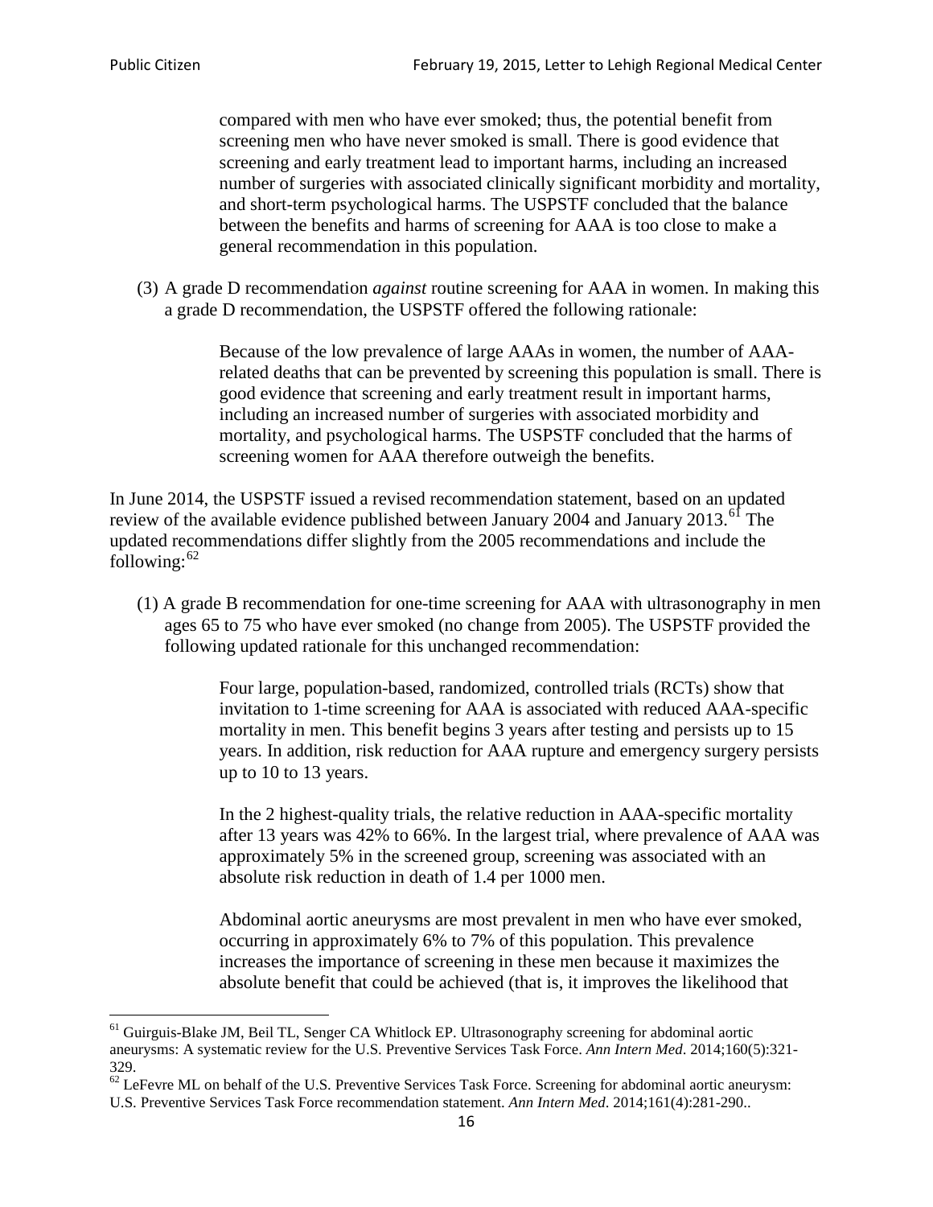> compared with men who have ever smoked; thus, the potential benefit from screening men who have never smoked is small. There is good evidence that screening and early treatment lead to important harms, including an increased number of surgeries with associated clinically significant morbidity and mortality, and short-term psychological harms. The USPSTF concluded that the balance between the benefits and harms of screening for AAA is too close to make a general recommendation in this population.

(3) A grade D recommendation *against* routine screening for AAA in women. In making this a grade D recommendation, the USPSTF offered the following rationale:

> Because of the low prevalence of large AAAs in women, the number of AAA-related deaths that can be prevented by screening this population is small. There is good evidence that screening and early treatment result in important harms, including an increased number of surgeries with associated morbidity and mortality, and psychological harms. The USPSTF concluded that the harms of screening women for AAA therefore outweigh the benefits.

In June 2014, the USPSTF issued a revised recommendation statement, based on an updated review of the available evidence published between January 2004 and January 2013.[61] The updated recommendations differ slightly from the 2005 recommendations and include the following:[62]

(1) A grade B recommendation for one-time screening for AAA with ultrasonography in men ages 65 to 75 who have ever smoked (no change from 2005). The USPSTF provided the following updated rationale for this unchanged recommendation:

> Four large, population-based, randomized, controlled trials (RCTs) show that invitation to 1-time screening for AAA is associated with reduced AAA-specific mortality in men. This benefit begins 3 years after testing and persists up to 15 years. In addition, risk reduction for AAA rupture and emergency surgery persists up to 10 to 13 years.
>
> In the 2 highest-quality trials, the relative reduction in AAA-specific mortality after 13 years was 42% to 66%. In the largest trial, where prevalence of AAA was approximately 5% in the screened group, screening was associated with an absolute risk reduction in death of 1.4 per 1000 men.
>
> Abdominal aortic aneurysms are most prevalent in men who have ever smoked, occurring in approximately 6% to 7% of this population. This prevalence increases the importance of screening in these men because it maximizes the absolute benefit that could be achieved (that is, it improves the likelihood that

---

[61] Guirguis-Blake JM, Beil TL, Senger CA Whitlock EP. Ultrasonography screening for abdominal aortic aneurysms: A systematic review for the U.S. Preventive Services Task Force. *Ann Intern Med*. 2014;160(5):321-329.

[62] LeFevre ML on behalf of the U.S. Preventive Services Task Force. Screening for abdominal aortic aneurysm: U.S. Preventive Services Task Force recommendation statement. *Ann Intern Med*. 2014;161(4):281-290..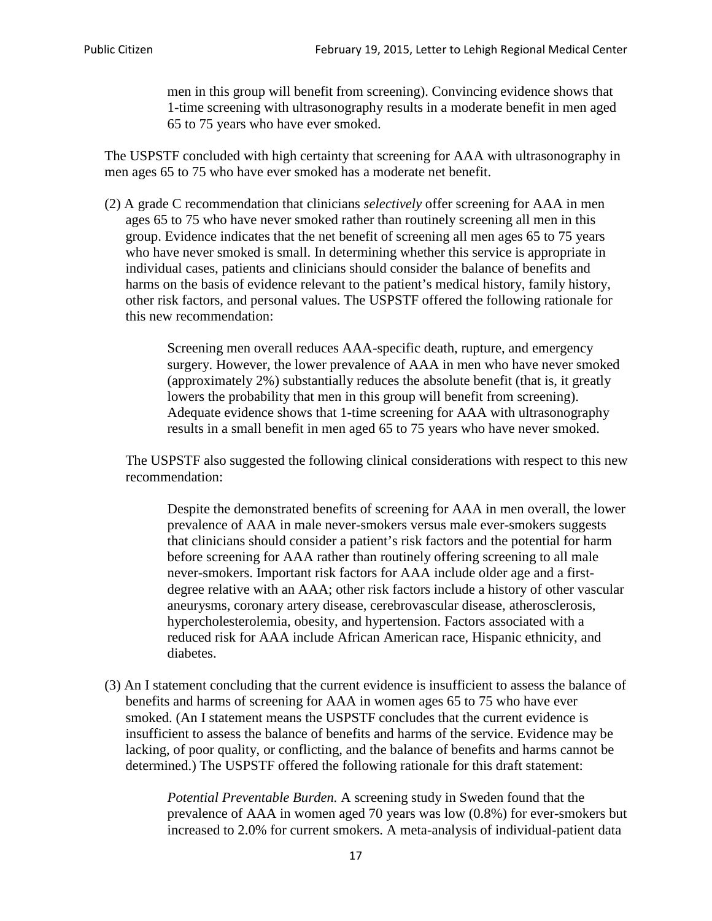> men in this group will benefit from screening). Convincing evidence shows that 1-time screening with ultrasonography results in a moderate benefit in men aged 65 to 75 years who have ever smoked.

The USPSTF concluded with high certainty that screening for AAA with ultrasonography in men ages 65 to 75 who have ever smoked has a moderate net benefit.

(2) A grade C recommendation that clinicians *selectively* offer screening for AAA in men ages 65 to 75 who have never smoked rather than routinely screening all men in this group. Evidence indicates that the net benefit of screening all men ages 65 to 75 years who have never smoked is small. In determining whether this service is appropriate in individual cases, patients and clinicians should consider the balance of benefits and harms on the basis of evidence relevant to the patient's medical history, family history, other risk factors, and personal values. The USPSTF offered the following rationale for this new recommendation:

> Screening men overall reduces AAA-specific death, rupture, and emergency surgery. However, the lower prevalence of AAA in men who have never smoked (approximately 2%) substantially reduces the absolute benefit (that is, it greatly lowers the probability that men in this group will benefit from screening). Adequate evidence shows that 1-time screening for AAA with ultrasonography results in a small benefit in men aged 65 to 75 years who have never smoked.

The USPSTF also suggested the following clinical considerations with respect to this new recommendation:

> Despite the demonstrated benefits of screening for AAA in men overall, the lower prevalence of AAA in male never-smokers versus male ever-smokers suggests that clinicians should consider a patient's risk factors and the potential for harm before screening for AAA rather than routinely offering screening to all male never-smokers. Important risk factors for AAA include older age and a first-degree relative with an AAA; other risk factors include a history of other vascular aneurysms, coronary artery disease, cerebrovascular disease, atherosclerosis, hypercholesterolemia, obesity, and hypertension. Factors associated with a reduced risk for AAA include African American race, Hispanic ethnicity, and diabetes.

(3) An I statement concluding that the current evidence is insufficient to assess the balance of benefits and harms of screening for AAA in women ages 65 to 75 who have ever smoked. (An I statement means the USPSTF concludes that the current evidence is insufficient to assess the balance of benefits and harms of the service. Evidence may be lacking, of poor quality, or conflicting, and the balance of benefits and harms cannot be determined.) The USPSTF offered the following rationale for this draft statement:

> *Potential Preventable Burden.* A screening study in Sweden found that the prevalence of AAA in women aged 70 years was low (0.8%) for ever-smokers but increased to 2.0% for current smokers. A meta-analysis of individual-patient data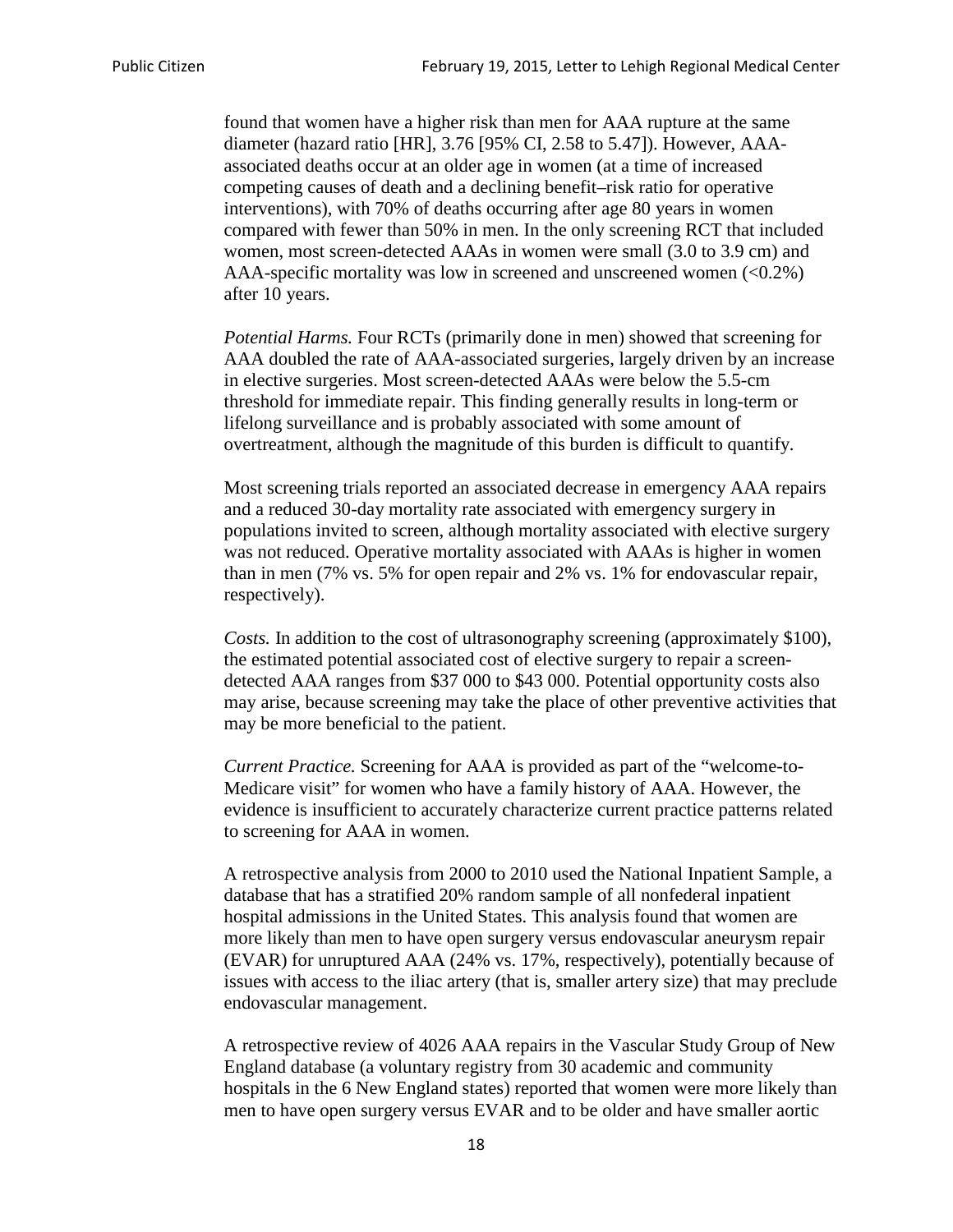found that women have a higher risk than men for AAA rupture at the same diameter (hazard ratio [HR], 3.76 [95% CI, 2.58 to 5.47]). However, AAA-associated deaths occur at an older age in women (at a time of increased competing causes of death and a declining benefit–risk ratio for operative interventions), with 70% of deaths occurring after age 80 years in women compared with fewer than 50% in men. In the only screening RCT that included women, most screen-detected AAAs in women were small (3.0 to 3.9 cm) and AAA-specific mortality was low in screened and unscreened women (<0.2%) after 10 years.

*Potential Harms.* Four RCTs (primarily done in men) showed that screening for AAA doubled the rate of AAA-associated surgeries, largely driven by an increase in elective surgeries. Most screen-detected AAAs were below the 5.5-cm threshold for immediate repair. This finding generally results in long-term or lifelong surveillance and is probably associated with some amount of overtreatment, although the magnitude of this burden is difficult to quantify.

Most screening trials reported an associated decrease in emergency AAA repairs and a reduced 30-day mortality rate associated with emergency surgery in populations invited to screen, although mortality associated with elective surgery was not reduced. Operative mortality associated with AAAs is higher in women than in men (7% vs. 5% for open repair and 2% vs. 1% for endovascular repair, respectively).

*Costs.* In addition to the cost of ultrasonography screening (approximately $100), the estimated potential associated cost of elective surgery to repair a screen-detected AAA ranges from $37 000 to $43 000. Potential opportunity costs also may arise, because screening may take the place of other preventive activities that may be more beneficial to the patient.

*Current Practice.* Screening for AAA is provided as part of the "welcome-to-Medicare visit" for women who have a family history of AAA. However, the evidence is insufficient to accurately characterize current practice patterns related to screening for AAA in women.

A retrospective analysis from 2000 to 2010 used the National Inpatient Sample, a database that has a stratified 20% random sample of all nonfederal inpatient hospital admissions in the United States. This analysis found that women are more likely than men to have open surgery versus endovascular aneurysm repair (EVAR) for unruptured AAA (24% vs. 17%, respectively), potentially because of issues with access to the iliac artery (that is, smaller artery size) that may preclude endovascular management.

A retrospective review of 4026 AAA repairs in the Vascular Study Group of New England database (a voluntary registry from 30 academic and community hospitals in the 6 New England states) reported that women were more likely than men to have open surgery versus EVAR and to be older and have smaller aortic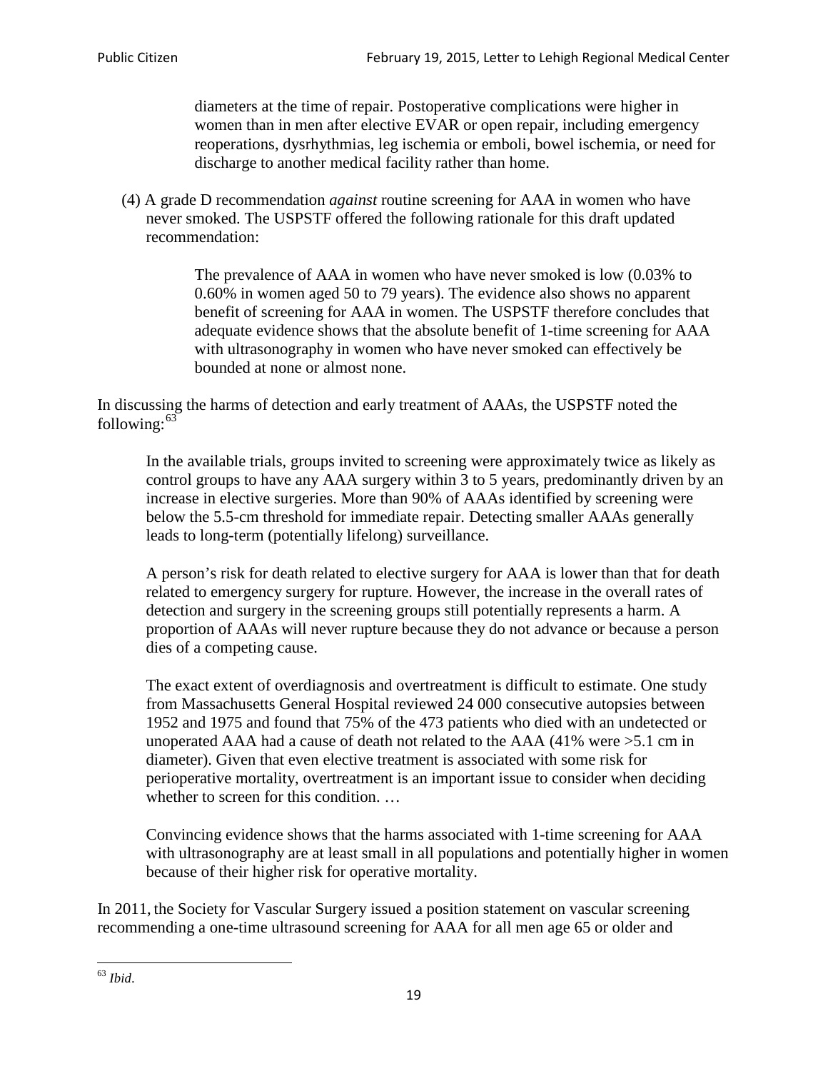> diameters at the time of repair. Postoperative complications were higher in women than in men after elective EVAR or open repair, including emergency reoperations, dysrhythmias, leg ischemia or emboli, bowel ischemia, or need for discharge to another medical facility rather than home.

(4) A grade D recommendation *against* routine screening for AAA in women who have never smoked. The USPSTF offered the following rationale for this draft updated recommendation:

> The prevalence of AAA in women who have never smoked is low (0.03% to 0.60% in women aged 50 to 79 years). The evidence also shows no apparent benefit of screening for AAA in women. The USPSTF therefore concludes that adequate evidence shows that the absolute benefit of 1-time screening for AAA with ultrasonography in women who have never smoked can effectively be bounded at none or almost none.

In discussing the harms of detection and early treatment of AAAs, the USPSTF noted the following:[63]

> In the available trials, groups invited to screening were approximately twice as likely as control groups to have any AAA surgery within 3 to 5 years, predominantly driven by an increase in elective surgeries. More than 90% of AAAs identified by screening were below the 5.5-cm threshold for immediate repair. Detecting smaller AAAs generally leads to long-term (potentially lifelong) surveillance.
>
> A person's risk for death related to elective surgery for AAA is lower than that for death related to emergency surgery for rupture. However, the increase in the overall rates of detection and surgery in the screening groups still potentially represents a harm. A proportion of AAAs will never rupture because they do not advance or because a person dies of a competing cause.
>
> The exact extent of overdiagnosis and overtreatment is difficult to estimate. One study from Massachusetts General Hospital reviewed 24 000 consecutive autopsies between 1952 and 1975 and found that 75% of the 473 patients who died with an undetected or unoperated AAA had a cause of death not related to the AAA (41% were >5.1 cm in diameter). Given that even elective treatment is associated with some risk for perioperative mortality, overtreatment is an important issue to consider when deciding whether to screen for this condition. …
>
> Convincing evidence shows that the harms associated with 1-time screening for AAA with ultrasonography are at least small in all populations and potentially higher in women because of their higher risk for operative mortality.

In 2011, the Society for Vascular Surgery issued a position statement on vascular screening recommending a one-time ultrasound screening for AAA for all men age 65 or older and

---

[63] *Ibid*.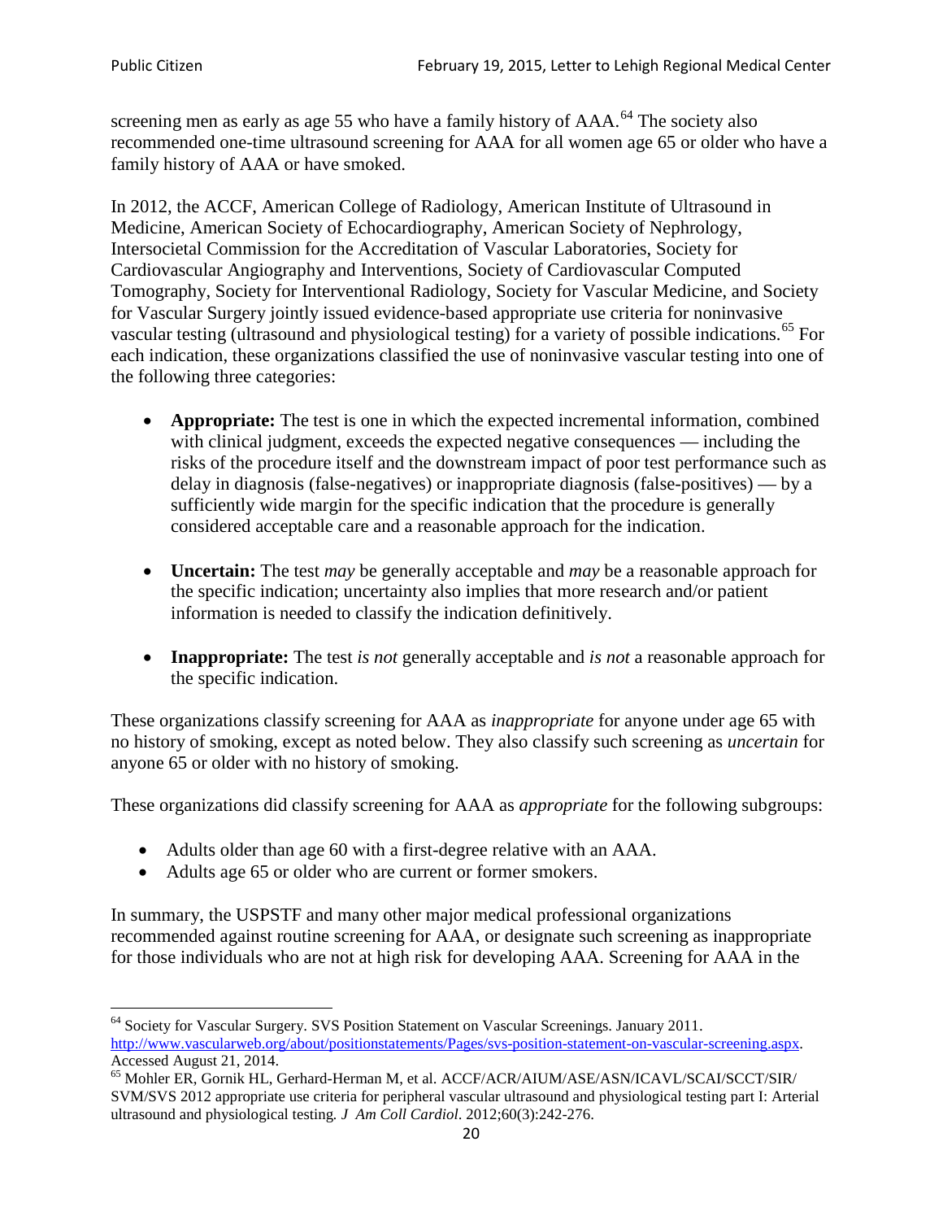screening men as early as age 55 who have a family history of AAA.[64] The society also recommended one-time ultrasound screening for AAA for all women age 65 or older who have a family history of AAA or have smoked.

In 2012, the ACCF, American College of Radiology, American Institute of Ultrasound in Medicine, American Society of Echocardiography, American Society of Nephrology, Intersocietal Commission for the Accreditation of Vascular Laboratories, Society for Cardiovascular Angiography and Interventions, Society of Cardiovascular Computed Tomography, Society for Interventional Radiology, Society for Vascular Medicine, and Society for Vascular Surgery jointly issued evidence-based appropriate use criteria for noninvasive vascular testing (ultrasound and physiological testing) for a variety of possible indications.[65] For each indication, these organizations classified the use of noninvasive vascular testing into one of the following three categories:

- **Appropriate:** The test is one in which the expected incremental information, combined with clinical judgment, exceeds the expected negative consequences — including the risks of the procedure itself and the downstream impact of poor test performance such as delay in diagnosis (false-negatives) or inappropriate diagnosis (false-positives) — by a sufficiently wide margin for the specific indication that the procedure is generally considered acceptable care and a reasonable approach for the indication.

- **Uncertain:** The test *may* be generally acceptable and *may* be a reasonable approach for the specific indication; uncertainty also implies that more research and/or patient information is needed to classify the indication definitively.

- **Inappropriate:** The test *is not* generally acceptable and *is not* a reasonable approach for the specific indication.

These organizations classify screening for AAA as *inappropriate* for anyone under age 65 with no history of smoking, except as noted below. They also classify such screening as *uncertain* for anyone 65 or older with no history of smoking.

These organizations did classify screening for AAA as *appropriate* for the following subgroups:

- Adults older than age 60 with a first-degree relative with an AAA.
- Adults age 65 or older who are current or former smokers.

In summary, the USPSTF and many other major medical professional organizations recommended against routine screening for AAA, or designate such screening as inappropriate for those individuals who are not at high risk for developing AAA. Screening for AAA in the

---

[64] Society for Vascular Surgery. SVS Position Statement on Vascular Screenings. January 2011. http://www.vascularweb.org/about/positionstatements/Pages/svs-position-statement-on-vascular-screening.aspx. Accessed August 21, 2014.

[65] Mohler ER, Gornik HL, Gerhard-Herman M, et al. ACCF/ACR/AIUM/ASE/ASN/ICAVL/SCAI/SCCT/SIR/SVM/SVS 2012 appropriate use criteria for peripheral vascular ultrasound and physiological testing part I: Arterial ultrasound and physiological testing*. J Am Coll Cardiol*. 2012;60(3):242-276.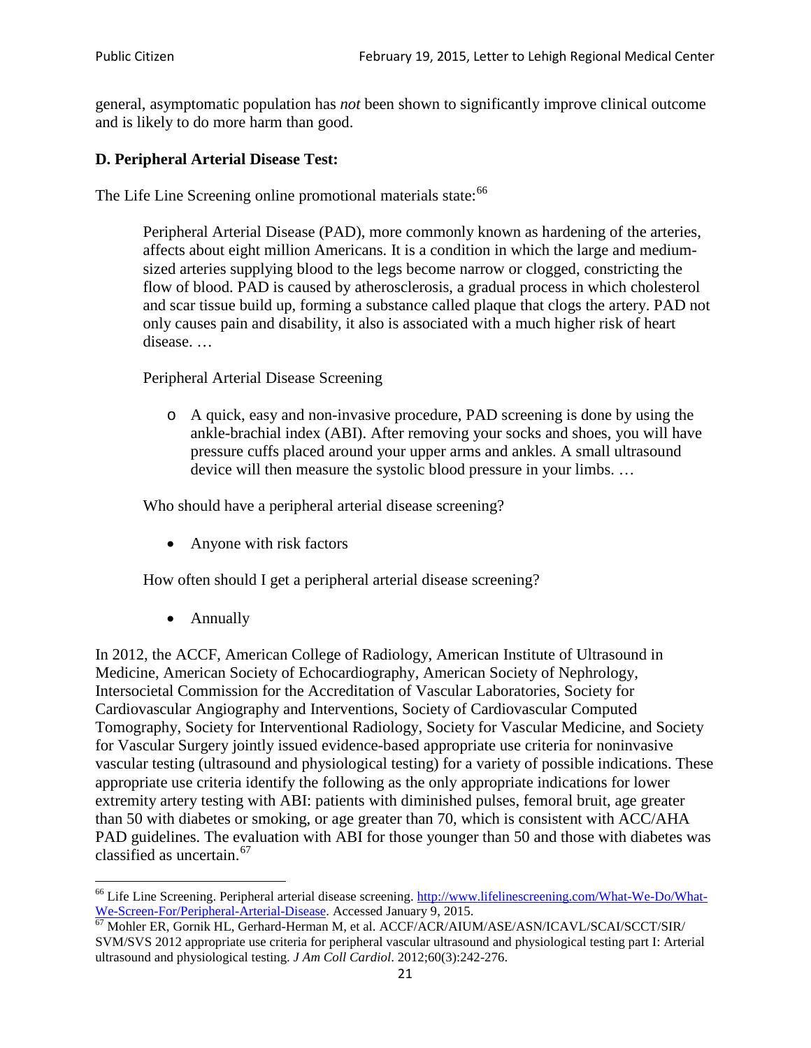general, asymptomatic population has *not* been shown to significantly improve clinical outcome and is likely to do more harm than good.

### D. Peripheral Arterial Disease Test:

The Life Line Screening online promotional materials state:[66]

> Peripheral Arterial Disease (PAD), more commonly known as hardening of the arteries, affects about eight million Americans. It is a condition in which the large and medium-sized arteries supplying blood to the legs become narrow or clogged, constricting the flow of blood. PAD is caused by atherosclerosis, a gradual process in which cholesterol and scar tissue build up, forming a substance called plaque that clogs the artery. PAD not only causes pain and disability, it also is associated with a much higher risk of heart disease. …
>
> Peripheral Arterial Disease Screening
>
> - A quick, easy and non-invasive procedure, PAD screening is done by using the ankle-brachial index (ABI). After removing your socks and shoes, you will have pressure cuffs placed around your upper arms and ankles. A small ultrasound device will then measure the systolic blood pressure in your limbs. …
>
> Who should have a peripheral arterial disease screening?
>
> - Anyone with risk factors
>
> How often should I get a peripheral arterial disease screening?
>
> - Annually

In 2012, the ACCF, American College of Radiology, American Institute of Ultrasound in Medicine, American Society of Echocardiography, American Society of Nephrology, Intersocietal Commission for the Accreditation of Vascular Laboratories, Society for Cardiovascular Angiography and Interventions, Society of Cardiovascular Computed Tomography, Society for Interventional Radiology, Society for Vascular Medicine, and Society for Vascular Surgery jointly issued evidence-based appropriate use criteria for noninvasive vascular testing (ultrasound and physiological testing) for a variety of possible indications. These appropriate use criteria identify the following as the only appropriate indications for lower extremity artery testing with ABI: patients with diminished pulses, femoral bruit, age greater than 50 with diabetes or smoking, or age greater than 70, which is consistent with ACC/AHA PAD guidelines. The evaluation with ABI for those younger than 50 and those with diabetes was classified as uncertain.[67]

---

[66] Life Line Screening. Peripheral arterial disease screening. http://www.lifelinescreening.com/What-We-Do/What-We-Screen-For/Peripheral-Arterial-Disease. Accessed January 9, 2015.

[67] Mohler ER, Gornik HL, Gerhard-Herman M, et al. ACCF/ACR/AIUM/ASE/ASN/ICAVL/SCAI/SCCT/SIR/SVM/SVS 2012 appropriate use criteria for peripheral vascular ultrasound and physiological testing part I: Arterial ultrasound and physiological testing. *J Am Coll Cardiol*. 2012;60(3):242-276.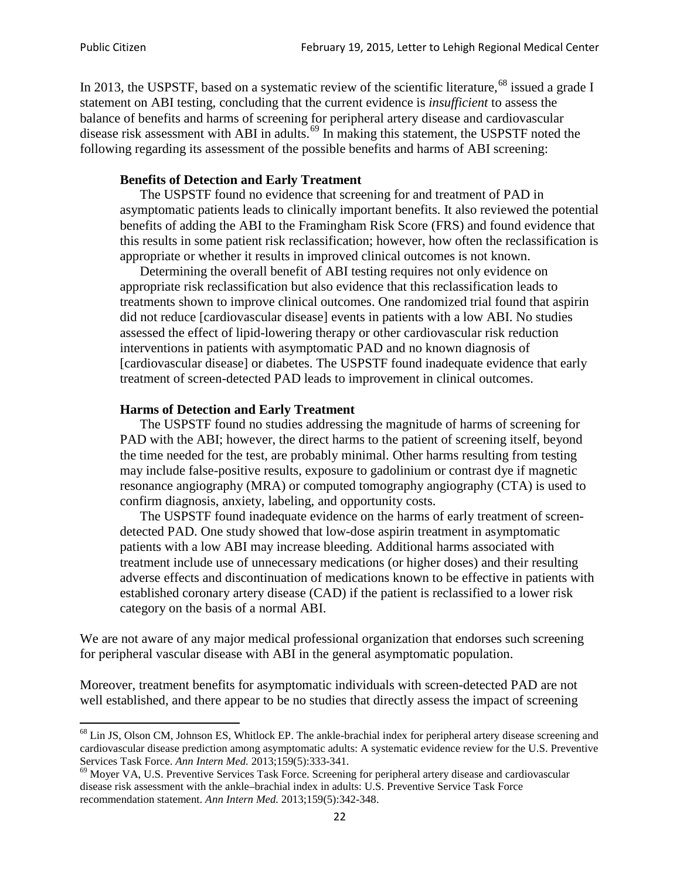In 2013, the USPSTF, based on a systematic review of the scientific literature,[68] issued a grade I statement on ABI testing, concluding that the current evidence is *insufficient* to assess the balance of benefits and harms of screening for peripheral artery disease and cardiovascular disease risk assessment with ABI in adults.[69] In making this statement, the USPSTF noted the following regarding its assessment of the possible benefits and harms of ABI screening:

> **Benefits of Detection and Early Treatment**
>
> The USPSTF found no evidence that screening for and treatment of PAD in asymptomatic patients leads to clinically important benefits. It also reviewed the potential benefits of adding the ABI to the Framingham Risk Score (FRS) and found evidence that this results in some patient risk reclassification; however, how often the reclassification is appropriate or whether it results in improved clinical outcomes is not known.
>
> Determining the overall benefit of ABI testing requires not only evidence on appropriate risk reclassification but also evidence that this reclassification leads to treatments shown to improve clinical outcomes. One randomized trial found that aspirin did not reduce [cardiovascular disease] events in patients with a low ABI. No studies assessed the effect of lipid-lowering therapy or other cardiovascular risk reduction interventions in patients with asymptomatic PAD and no known diagnosis of [cardiovascular disease] or diabetes. The USPSTF found inadequate evidence that early treatment of screen-detected PAD leads to improvement in clinical outcomes.
>
> **Harms of Detection and Early Treatment**
>
> The USPSTF found no studies addressing the magnitude of harms of screening for PAD with the ABI; however, the direct harms to the patient of screening itself, beyond the time needed for the test, are probably minimal. Other harms resulting from testing may include false-positive results, exposure to gadolinium or contrast dye if magnetic resonance angiography (MRA) or computed tomography angiography (CTA) is used to confirm diagnosis, anxiety, labeling, and opportunity costs.
>
> The USPSTF found inadequate evidence on the harms of early treatment of screen-detected PAD. One study showed that low-dose aspirin treatment in asymptomatic patients with a low ABI may increase bleeding. Additional harms associated with treatment include use of unnecessary medications (or higher doses) and their resulting adverse effects and discontinuation of medications known to be effective in patients with established coronary artery disease (CAD) if the patient is reclassified to a lower risk category on the basis of a normal ABI.

We are not aware of any major medical professional organization that endorses such screening for peripheral vascular disease with ABI in the general asymptomatic population.

Moreover, treatment benefits for asymptomatic individuals with screen-detected PAD are not well established, and there appear to be no studies that directly assess the impact of screening

---

[68] Lin JS, Olson CM, Johnson ES, Whitlock EP. The ankle-brachial index for peripheral artery disease screening and cardiovascular disease prediction among asymptomatic adults: A systematic evidence review for the U.S. Preventive Services Task Force. *Ann Intern Med.* 2013;159(5):333-341.

[69] Moyer VA, U.S. Preventive Services Task Force. Screening for peripheral artery disease and cardiovascular disease risk assessment with the ankle–brachial index in adults: U.S. Preventive Service Task Force recommendation statement. *Ann Intern Med.* 2013;159(5):342-348.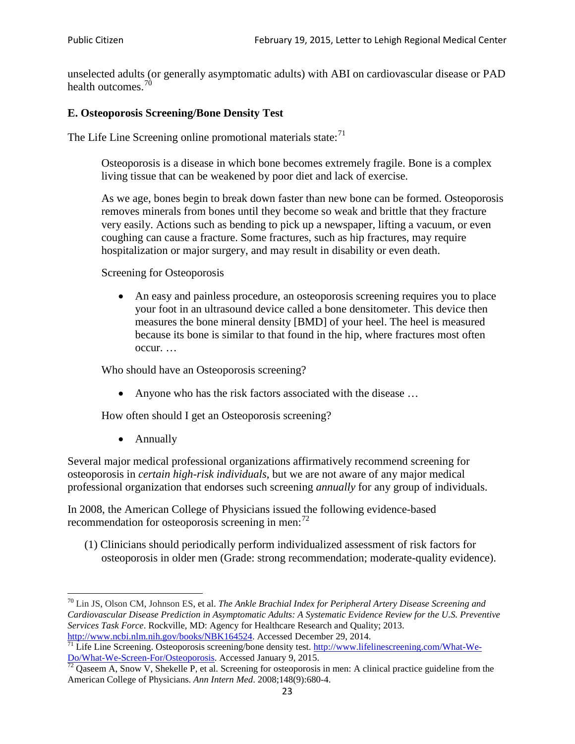unselected adults (or generally asymptomatic adults) with ABI on cardiovascular disease or PAD health outcomes.[70]

### E. Osteoporosis Screening/Bone Density Test

The Life Line Screening online promotional materials state:[71]

> Osteoporosis is a disease in which bone becomes extremely fragile. Bone is a complex living tissue that can be weakened by poor diet and lack of exercise.
>
> As we age, bones begin to break down faster than new bone can be formed. Osteoporosis removes minerals from bones until they become so weak and brittle that they fracture very easily. Actions such as bending to pick up a newspaper, lifting a vacuum, or even coughing can cause a fracture. Some fractures, such as hip fractures, may require hospitalization or major surgery, and may result in disability or even death.
>
> Screening for Osteoporosis
>
> - An easy and painless procedure, an osteoporosis screening requires you to place your foot in an ultrasound device called a bone densitometer. This device then measures the bone mineral density [BMD] of your heel. The heel is measured because its bone is similar to that found in the hip, where fractures most often occur. …
>
> Who should have an Osteoporosis screening?
>
> - Anyone who has the risk factors associated with the disease …
>
> How often should I get an Osteoporosis screening?
>
> - Annually

Several major medical professional organizations affirmatively recommend screening for osteoporosis in *certain high-risk individuals*, but we are not aware of any major medical professional organization that endorses such screening *annually* for any group of individuals.

In 2008, the American College of Physicians issued the following evidence-based recommendation for osteoporosis screening in men:[72]

(1) Clinicians should periodically perform individualized assessment of risk factors for osteoporosis in older men (Grade: strong recommendation; moderate-quality evidence).

---

[70] Lin JS, Olson CM, Johnson ES, et al. *The Ankle Brachial Index for Peripheral Artery Disease Screening and Cardiovascular Disease Prediction in Asymptomatic Adults: A Systematic Evidence Review for the U.S. Preventive Services Task Force*. Rockville, MD: Agency for Healthcare Research and Quality; 2013. http://www.ncbi.nlm.nih.gov/books/NBK164524. Accessed December 29, 2014.

[71] Life Line Screening. Osteoporosis screening/bone density test. http://www.lifelinescreening.com/What-We-Do/What-We-Screen-For/Osteoporosis. Accessed January 9, 2015.

[72] Qaseem A, Snow V, Shekelle P, et al. Screening for osteoporosis in men: A clinical practice guideline from the American College of Physicians. *Ann Intern Med*. 2008;148(9):680-4.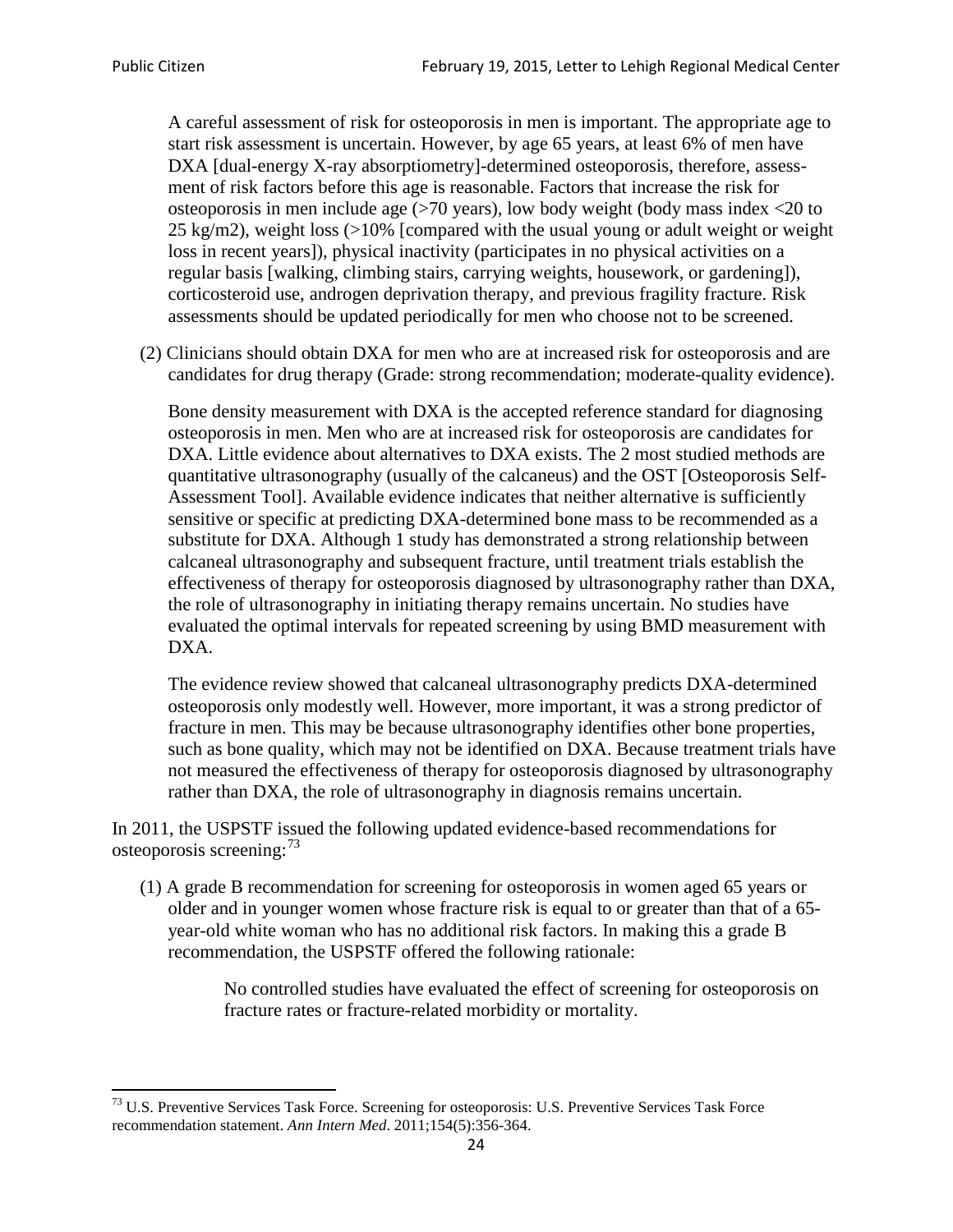A careful assessment of risk for osteoporosis in men is important. The appropriate age to start risk assessment is uncertain. However, by age 65 years, at least 6% of men have DXA [dual-energy X-ray absorptiometry]-determined osteoporosis, therefore, assessment of risk factors before this age is reasonable. Factors that increase the risk for osteoporosis in men include age (>70 years), low body weight (body mass index <20 to 25 kg/m2), weight loss (>10% [compared with the usual young or adult weight or weight loss in recent years]), physical inactivity (participates in no physical activities on a regular basis [walking, climbing stairs, carrying weights, housework, or gardening]), corticosteroid use, androgen deprivation therapy, and previous fragility fracture. Risk assessments should be updated periodically for men who choose not to be screened.

(2) Clinicians should obtain DXA for men who are at increased risk for osteoporosis and are candidates for drug therapy (Grade: strong recommendation; moderate-quality evidence).

Bone density measurement with DXA is the accepted reference standard for diagnosing osteoporosis in men. Men who are at increased risk for osteoporosis are candidates for DXA. Little evidence about alternatives to DXA exists. The 2 most studied methods are quantitative ultrasonography (usually of the calcaneus) and the OST [Osteoporosis Self-Assessment Tool]. Available evidence indicates that neither alternative is sufficiently sensitive or specific at predicting DXA-determined bone mass to be recommended as a substitute for DXA. Although 1 study has demonstrated a strong relationship between calcaneal ultrasonography and subsequent fracture, until treatment trials establish the effectiveness of therapy for osteoporosis diagnosed by ultrasonography rather than DXA, the role of ultrasonography in initiating therapy remains uncertain. No studies have evaluated the optimal intervals for repeated screening by using BMD measurement with DXA.

The evidence review showed that calcaneal ultrasonography predicts DXA-determined osteoporosis only modestly well. However, more important, it was a strong predictor of fracture in men. This may be because ultrasonography identifies other bone properties, such as bone quality, which may not be identified on DXA. Because treatment trials have not measured the effectiveness of therapy for osteoporosis diagnosed by ultrasonography rather than DXA, the role of ultrasonography in diagnosis remains uncertain.

In 2011, the USPSTF issued the following updated evidence-based recommendations for osteoporosis screening:[73]

(1) A grade B recommendation for screening for osteoporosis in women aged 65 years or older and in younger women whose fracture risk is equal to or greater than that of a 65-year-old white woman who has no additional risk factors. In making this a grade B recommendation, the USPSTF offered the following rationale:

> No controlled studies have evaluated the effect of screening for osteoporosis on fracture rates or fracture-related morbidity or mortality.

[73] U.S. Preventive Services Task Force. Screening for osteoporosis: U.S. Preventive Services Task Force recommendation statement. *Ann Intern Med*. 2011;154(5):356-364.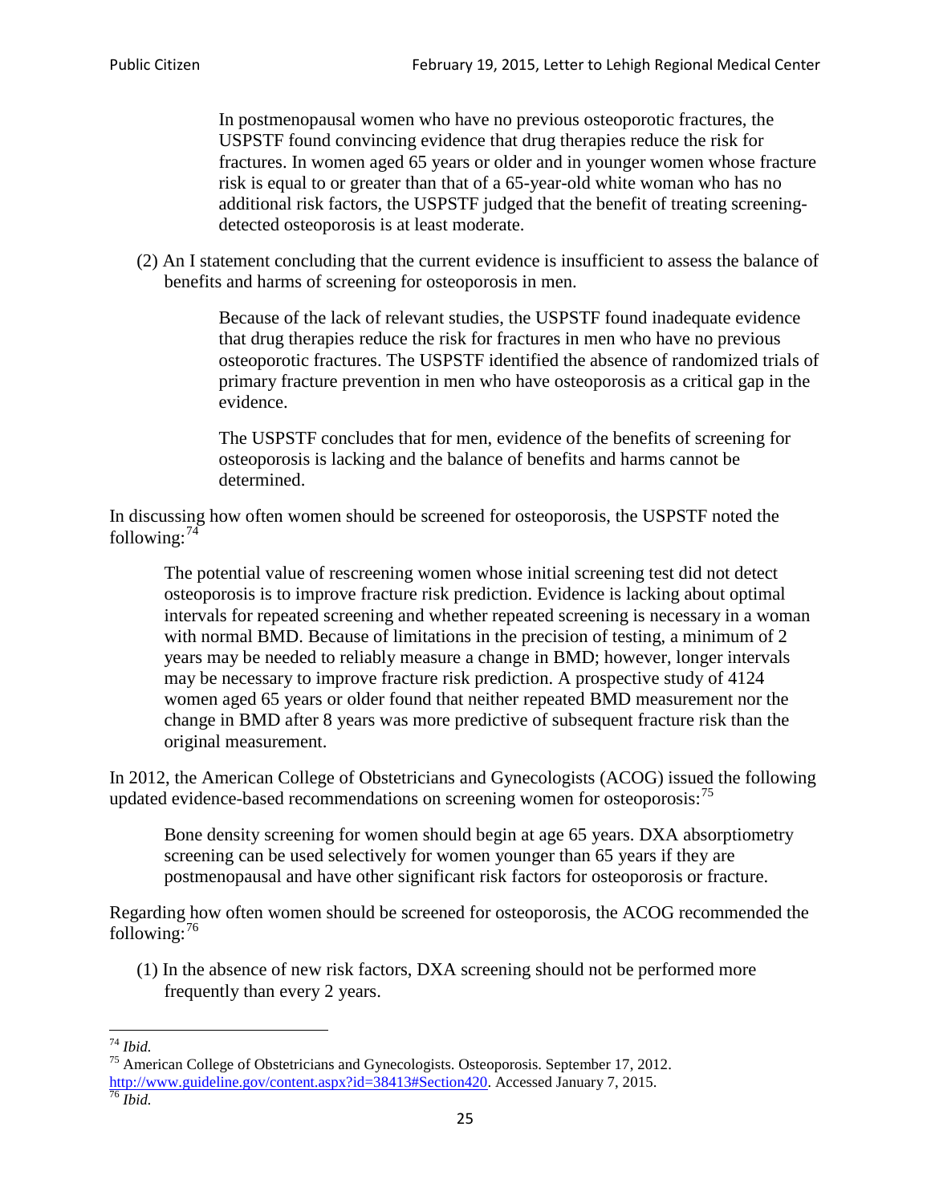> In postmenopausal women who have no previous osteoporotic fractures, the USPSTF found convincing evidence that drug therapies reduce the risk for fractures. In women aged 65 years or older and in younger women whose fracture risk is equal to or greater than that of a 65-year-old white woman who has no additional risk factors, the USPSTF judged that the benefit of treating screening-detected osteoporosis is at least moderate.

(2) An I statement concluding that the current evidence is insufficient to assess the balance of benefits and harms of screening for osteoporosis in men.

> Because of the lack of relevant studies, the USPSTF found inadequate evidence that drug therapies reduce the risk for fractures in men who have no previous osteoporotic fractures. The USPSTF identified the absence of randomized trials of primary fracture prevention in men who have osteoporosis as a critical gap in the evidence.
>
> The USPSTF concludes that for men, evidence of the benefits of screening for osteoporosis is lacking and the balance of benefits and harms cannot be determined.

In discussing how often women should be screened for osteoporosis, the USPSTF noted the following:[74]

> The potential value of rescreening women whose initial screening test did not detect osteoporosis is to improve fracture risk prediction. Evidence is lacking about optimal intervals for repeated screening and whether repeated screening is necessary in a woman with normal BMD. Because of limitations in the precision of testing, a minimum of 2 years may be needed to reliably measure a change in BMD; however, longer intervals may be necessary to improve fracture risk prediction. A prospective study of 4124 women aged 65 years or older found that neither repeated BMD measurement nor the change in BMD after 8 years was more predictive of subsequent fracture risk than the original measurement.

In 2012, the American College of Obstetricians and Gynecologists (ACOG) issued the following updated evidence-based recommendations on screening women for osteoporosis:[75]

> Bone density screening for women should begin at age 65 years. DXA absorptiometry screening can be used selectively for women younger than 65 years if they are postmenopausal and have other significant risk factors for osteoporosis or fracture.

Regarding how often women should be screened for osteoporosis, the ACOG recommended the following:[76]

(1) In the absence of new risk factors, DXA screening should not be performed more frequently than every 2 years.

---

[74] *Ibid.*

[75] American College of Obstetricians and Gynecologists. Osteoporosis. September 17, 2012. http://www.guideline.gov/content.aspx?id=38413#Section420. Accessed January 7, 2015.

[76] *Ibid.*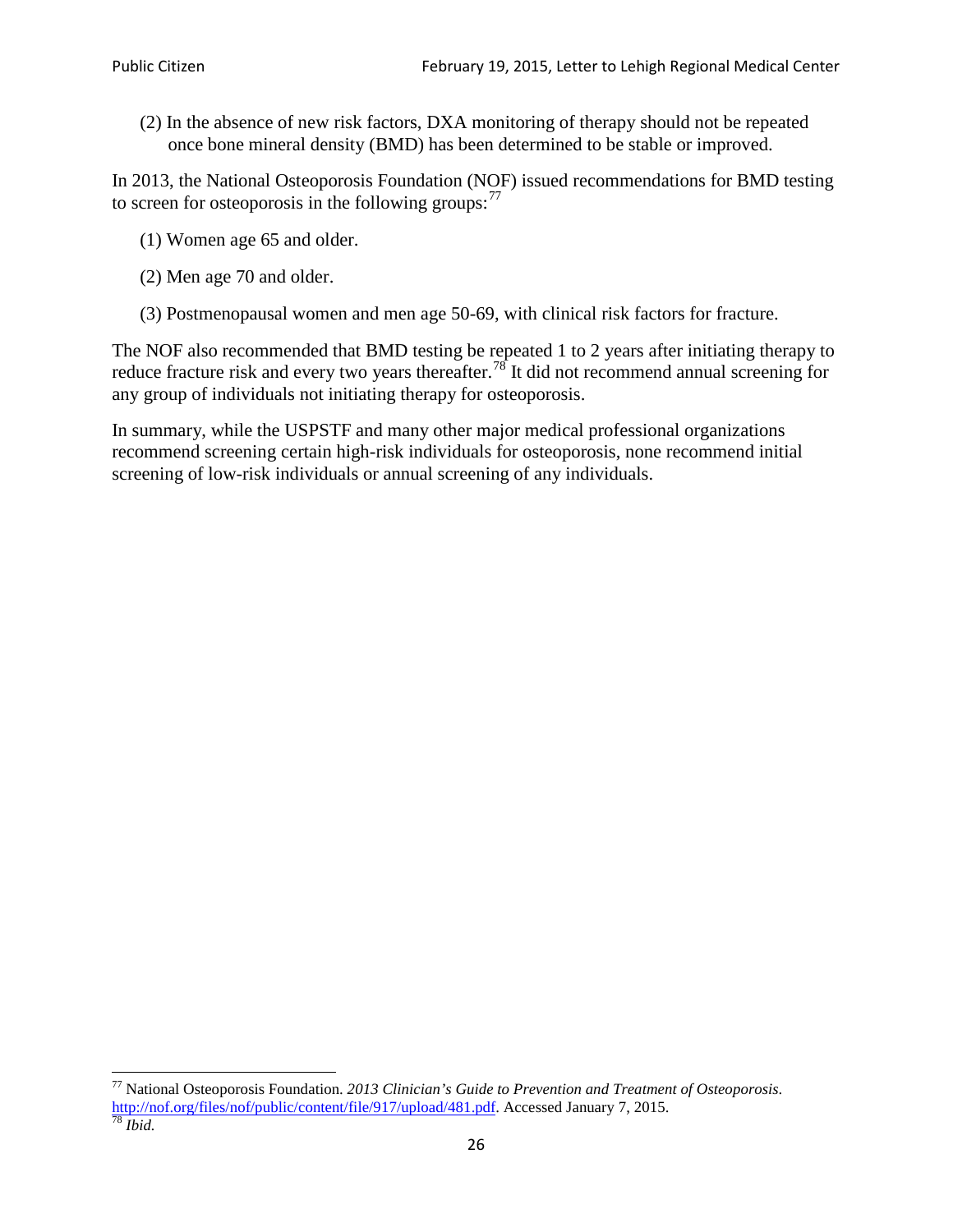(2) In the absence of new risk factors, DXA monitoring of therapy should not be repeated once bone mineral density (BMD) has been determined to be stable or improved.

In 2013, the National Osteoporosis Foundation (NOF) issued recommendations for BMD testing to screen for osteoporosis in the following groups:[77]

(1) Women age 65 and older.

(2) Men age 70 and older.

(3) Postmenopausal women and men age 50-69, with clinical risk factors for fracture.

The NOF also recommended that BMD testing be repeated 1 to 2 years after initiating therapy to reduce fracture risk and every two years thereafter.[78] It did not recommend annual screening for any group of individuals not initiating therapy for osteoporosis.

In summary, while the USPSTF and many other major medical professional organizations recommend screening certain high-risk individuals for osteoporosis, none recommend initial screening of low-risk individuals or annual screening of any individuals.

---

[77] National Osteoporosis Foundation. *2013 Clinician's Guide to Prevention and Treatment of Osteoporosis*. http://nof.org/files/nof/public/content/file/917/upload/481.pdf. Accessed January 7, 2015.

[78] *Ibid.*